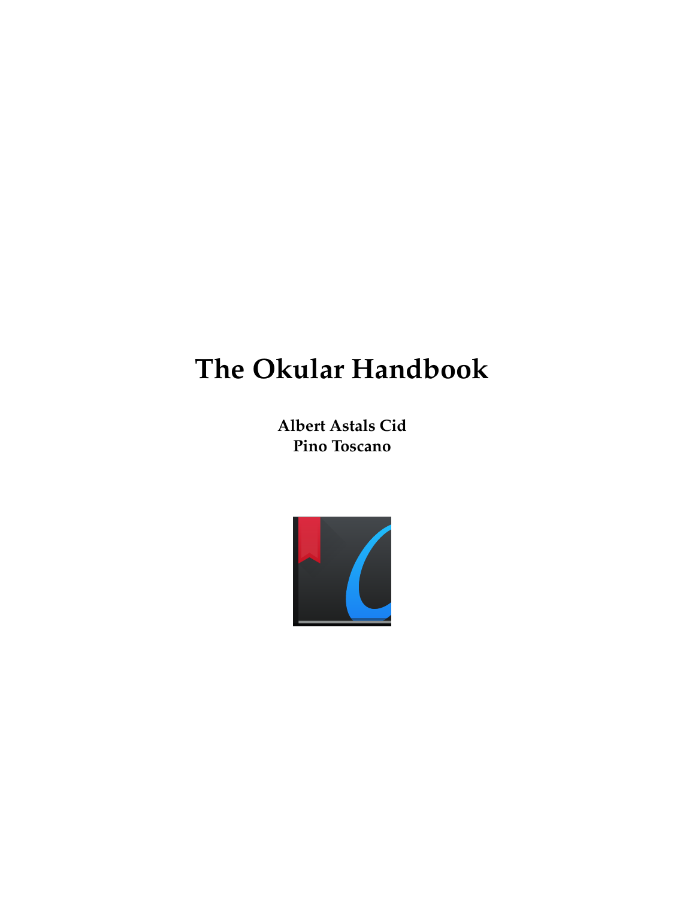# The Okular Handbook

**Albert Astals Cid**
**Pino Toscano**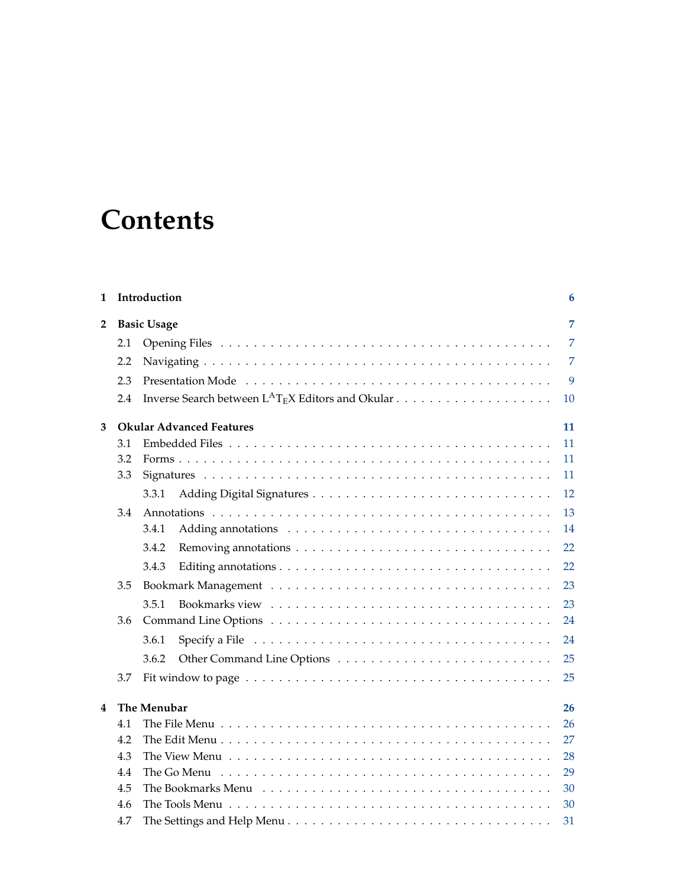# Contents

**1 Introduction** **6**

**2 Basic Usage** **7**

- 2.1 Opening Files . . . . . 7
- 2.2 Navigating . . . . . 7
- 2.3 Presentation Mode . . . . . 9
- 2.4 Inverse Search between LaTeX Editors and Okular . . . . . 10

**3 Okular Advanced Features** **11**

- 3.1 Embedded Files . . . . . 11
- 3.2 Forms . . . . . 11
- 3.3 Signatures . . . . . 11
  - 3.3.1 Adding Digital Signatures . . . . . 12
- 3.4 Annotations . . . . . 13
  - 3.4.1 Adding annotations . . . . . 14
  - 3.4.2 Removing annotations . . . . . 22
  - 3.4.3 Editing annotations . . . . . 22
- 3.5 Bookmark Management . . . . . 23
  - 3.5.1 Bookmarks view . . . . . 23
- 3.6 Command Line Options . . . . . 24
  - 3.6.1 Specify a File . . . . . 24
  - 3.6.2 Other Command Line Options . . . . . 25
- 3.7 Fit window to page . . . . . 25

**4 The Menubar** **26**

- 4.1 The File Menu . . . . . 26
- 4.2 The Edit Menu . . . . . 27
- 4.3 The View Menu . . . . . 28
- 4.4 The Go Menu . . . . . 29
- 4.5 The Bookmarks Menu . . . . . 30
- 4.6 The Tools Menu . . . . . 30
- 4.7 The Settings and Help Menu . . . . . 31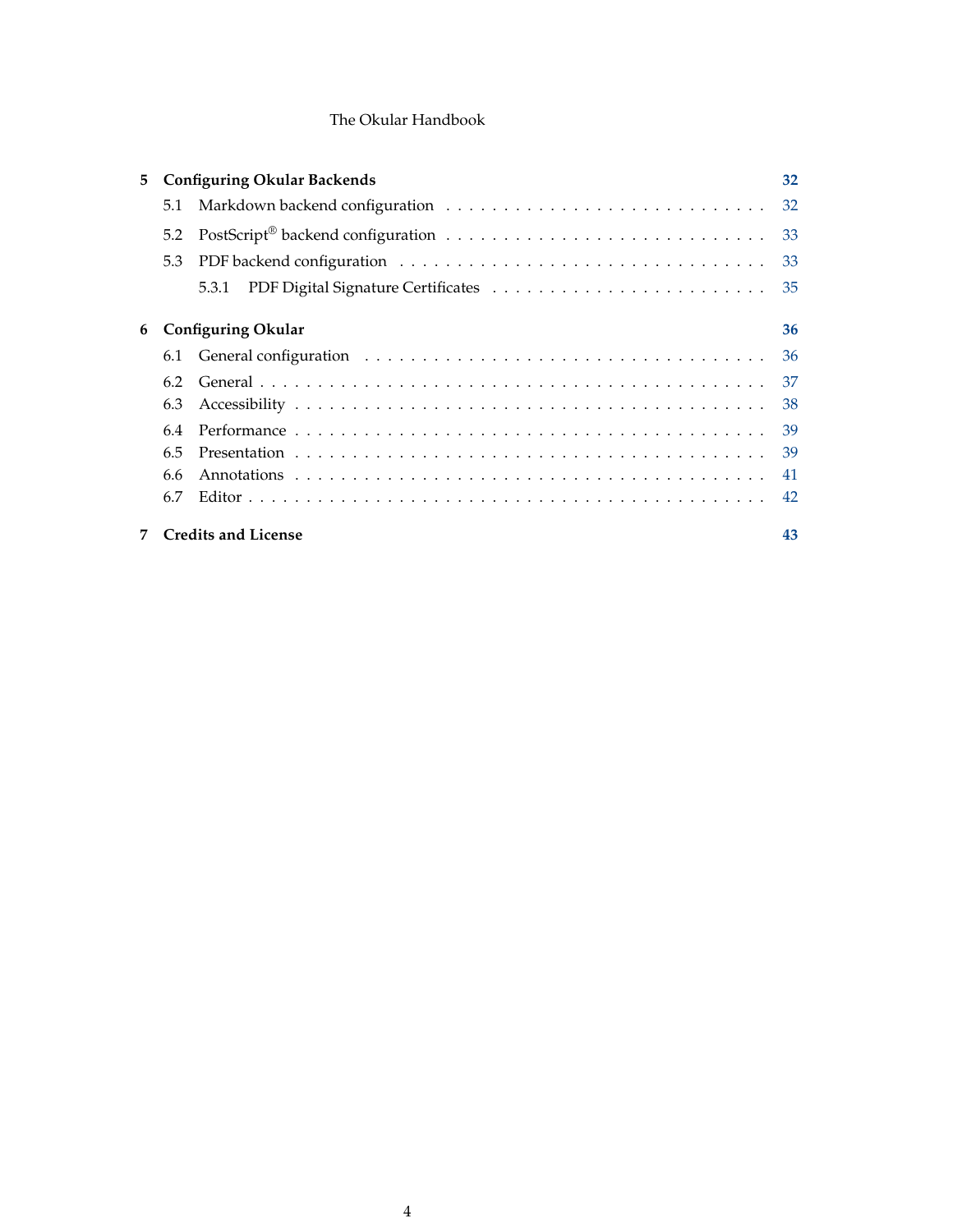**5 Configuring Okular Backends** **32**

5.1 Markdown backend configuration . . . . . . . . . . . . . . . . . . . . . . . . . . . . 32

5.2 PostScript® backend configuration . . . . . . . . . . . . . . . . . . . . . . . . . . . 33

5.3 PDF backend configuration . . . . . . . . . . . . . . . . . . . . . . . . . . . . . . . 33

5.3.1 PDF Digital Signature Certificates . . . . . . . . . . . . . . . . . . . . . . . . 35

**6 Configuring Okular** **36**

6.1 General configuration . . . . . . . . . . . . . . . . . . . . . . . . . . . . . . . . . . 36

6.2 General . . . . . . . . . . . . . . . . . . . . . . . . . . . . . . . . . . . . . . . . . . 37

6.3 Accessibility . . . . . . . . . . . . . . . . . . . . . . . . . . . . . . . . . . . . . . . 38

6.4 Performance . . . . . . . . . . . . . . . . . . . . . . . . . . . . . . . . . . . . . . . 39

6.5 Presentation . . . . . . . . . . . . . . . . . . . . . . . . . . . . . . . . . . . . . . . 39

6.6 Annotations . . . . . . . . . . . . . . . . . . . . . . . . . . . . . . . . . . . . . . . 41

6.7 Editor . . . . . . . . . . . . . . . . . . . . . . . . . . . . . . . . . . . . . . . . . . 42

**7 Credits and License** **43**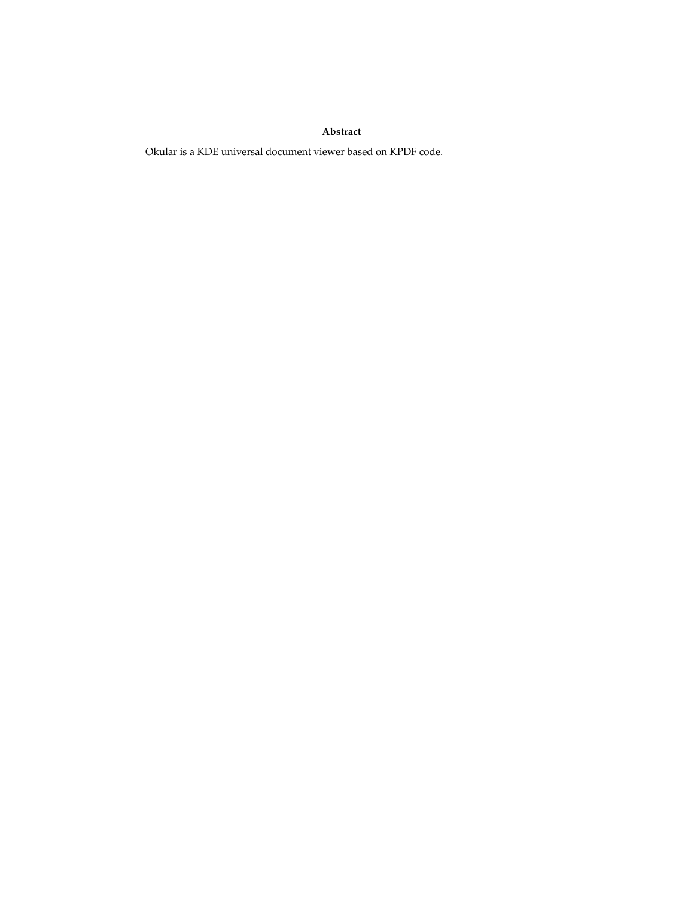**Abstract**

Okular is a KDE universal document viewer based on KPDF code.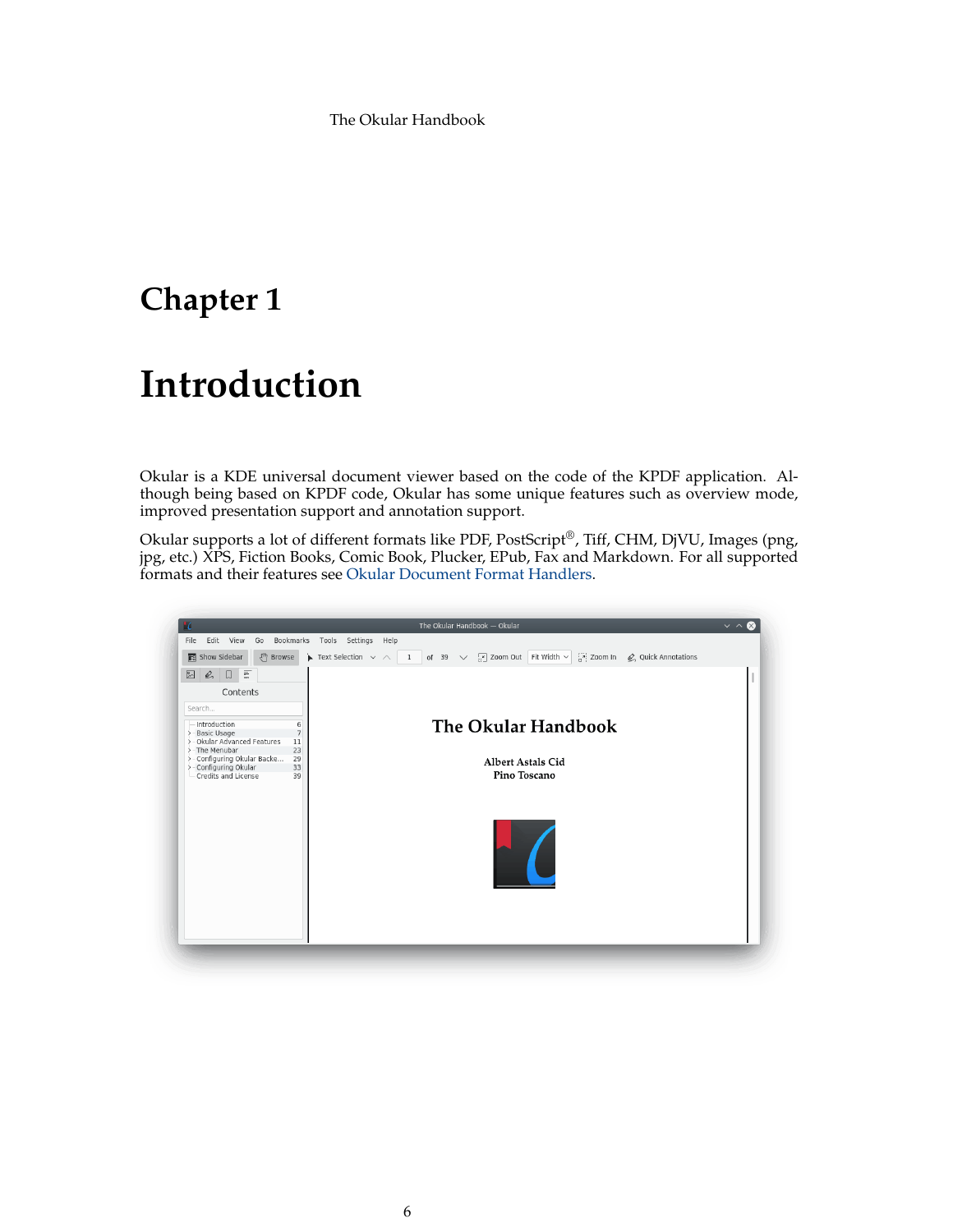# Chapter 1

# Introduction

Okular is a KDE universal document viewer based on the code of the KPDF application. Although being based on KPDF code, Okular has some unique features such as overview mode, improved presentation support and annotation support.

Okular supports a lot of different formats like PDF, PostScript®, Tiff, CHM, DjVU, Images (png, jpg, etc.) XPS, Fiction Books, Comic Book, Plucker, EPub, Fax and Markdown. For all supported formats and their features see Okular Document Format Handlers.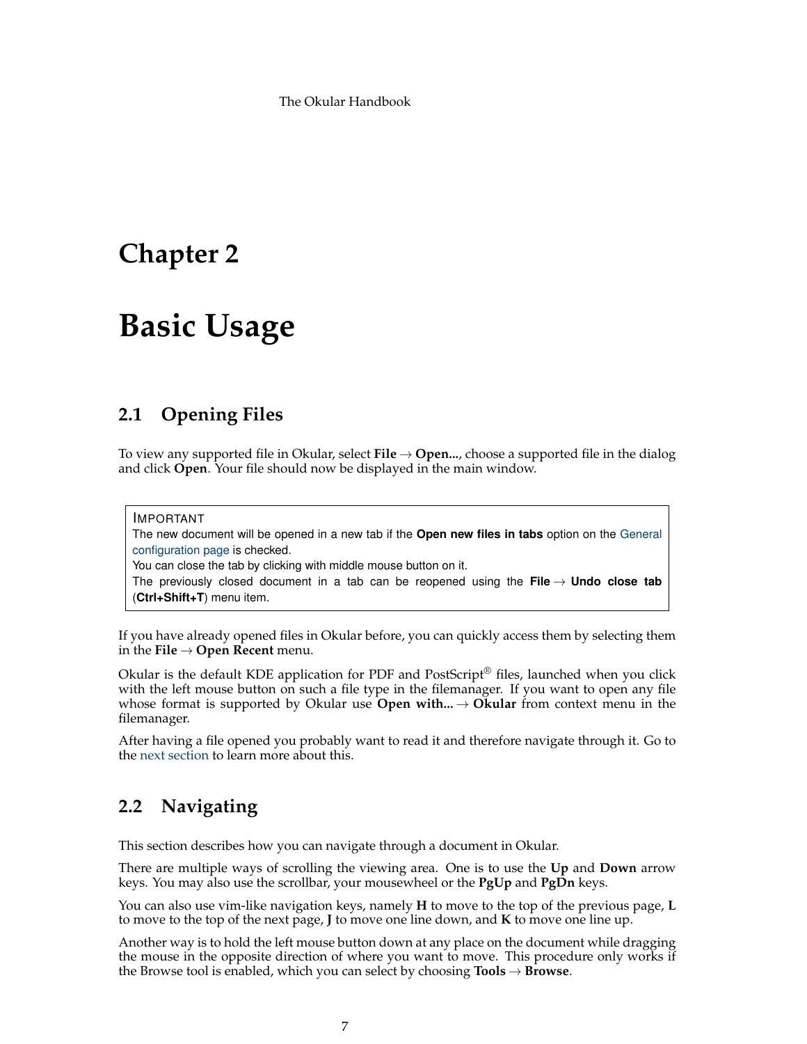# Chapter 2

# Basic Usage

## 2.1 Opening Files

To view any supported file in Okular, select **File** → **Open...**, choose a supported file in the dialog and click **Open**. Your file should now be displayed in the main window.

> IMPORTANT
> The new document will be opened in a new tab if the **Open new files in tabs** option on the General configuration page is checked.
> You can close the tab by clicking with middle mouse button on it.
> The previously closed document in a tab can be reopened using the **File** → **Undo close tab** (**Ctrl+Shift+T**) menu item.

If you have already opened files in Okular before, you can quickly access them by selecting them in the **File** → **Open Recent** menu.

Okular is the default KDE application for PDF and PostScript® files, launched when you click with the left mouse button on such a file type in the filemanager. If you want to open any file whose format is supported by Okular use **Open with...** → **Okular** from context menu in the filemanager.

After having a file opened you probably want to read it and therefore navigate through it. Go to the next section to learn more about this.

## 2.2 Navigating

This section describes how you can navigate through a document in Okular.

There are multiple ways of scrolling the viewing area. One is to use the **Up** and **Down** arrow keys. You may also use the scrollbar, your mousewheel or the **PgUp** and **PgDn** keys.

You can also use vim-like navigation keys, namely **H** to move to the top of the previous page, **L** to move to the top of the next page, **J** to move one line down, and **K** to move one line up.

Another way is to hold the left mouse button down at any place on the document while dragging the mouse in the opposite direction of where you want to move. This procedure only works if the Browse tool is enabled, which you can select by choosing **Tools** → **Browse**.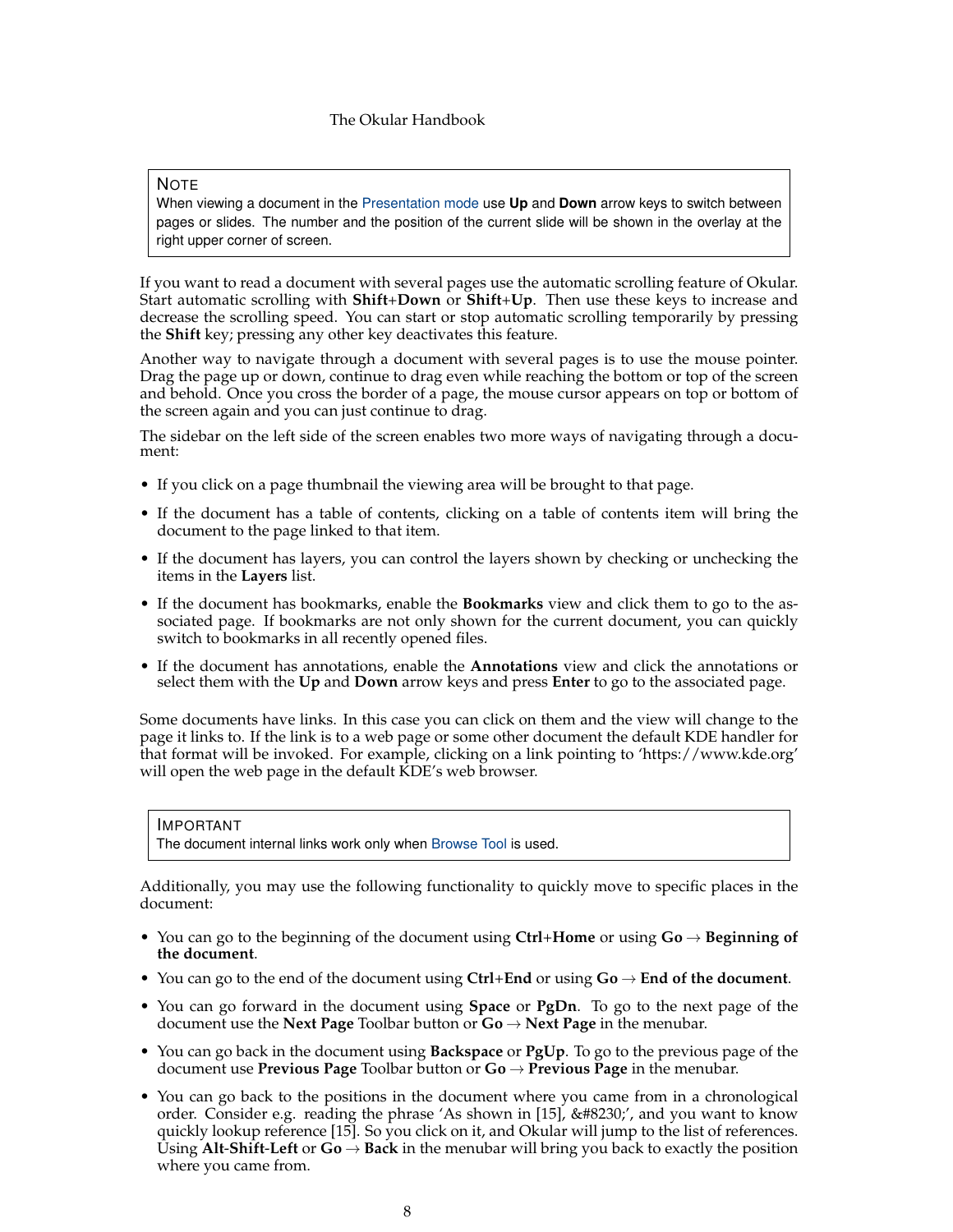> **NOTE**
> When viewing a document in the Presentation mode use **Up** and **Down** arrow keys to switch between pages or slides. The number and the position of the current slide will be shown in the overlay at the right upper corner of screen.

If you want to read a document with several pages use the automatic scrolling feature of Okular. Start automatic scrolling with **Shift**+**Down** or **Shift**+**Up**. Then use these keys to increase and decrease the scrolling speed. You can start or stop automatic scrolling temporarily by pressing the **Shift** key; pressing any other key deactivates this feature.

Another way to navigate through a document with several pages is to use the mouse pointer. Drag the page up or down, continue to drag even while reaching the bottom or top of the screen and behold. Once you cross the border of a page, the mouse cursor appears on top or bottom of the screen again and you can just continue to drag.

The sidebar on the left side of the screen enables two more ways of navigating through a document:

- If you click on a page thumbnail the viewing area will be brought to that page.
- If the document has a table of contents, clicking on a table of contents item will bring the document to the page linked to that item.
- If the document has layers, you can control the layers shown by checking or unchecking the items in the **Layers** list.
- If the document has bookmarks, enable the **Bookmarks** view and click them to go to the associated page. If bookmarks are not only shown for the current document, you can quickly switch to bookmarks in all recently opened files.
- If the document has annotations, enable the **Annotations** view and click the annotations or select them with the **Up** and **Down** arrow keys and press **Enter** to go to the associated page.

Some documents have links. In this case you can click on them and the view will change to the page it links to. If the link is to a web page or some other document the default KDE handler for that format will be invoked. For example, clicking on a link pointing to 'https://www.kde.org' will open the web page in the default KDE's web browser.

> **IMPORTANT**
> The document internal links work only when Browse Tool is used.

Additionally, you may use the following functionality to quickly move to specific places in the document:

- You can go to the beginning of the document using **Ctrl**+**Home** or using **Go** → **Beginning of the document**.
- You can go to the end of the document using **Ctrl**+**End** or using **Go** → **End of the document**.
- You can go forward in the document using **Space** or **PgDn**. To go to the next page of the document use the **Next Page** Toolbar button or **Go** → **Next Page** in the menubar.
- You can go back in the document using **Backspace** or **PgUp**. To go to the previous page of the document use **Previous Page** Toolbar button or **Go** → **Previous Page** in the menubar.
- You can go back to the positions in the document where you came from in a chronological order. Consider e.g. reading the phrase 'As shown in [15], &#8230;', and you want to know quickly lookup reference [15]. So you click on it, and Okular will jump to the list of references. Using **Alt**-**Shift**-**Left** or **Go** → **Back** in the menubar will bring you back to exactly the position where you came from.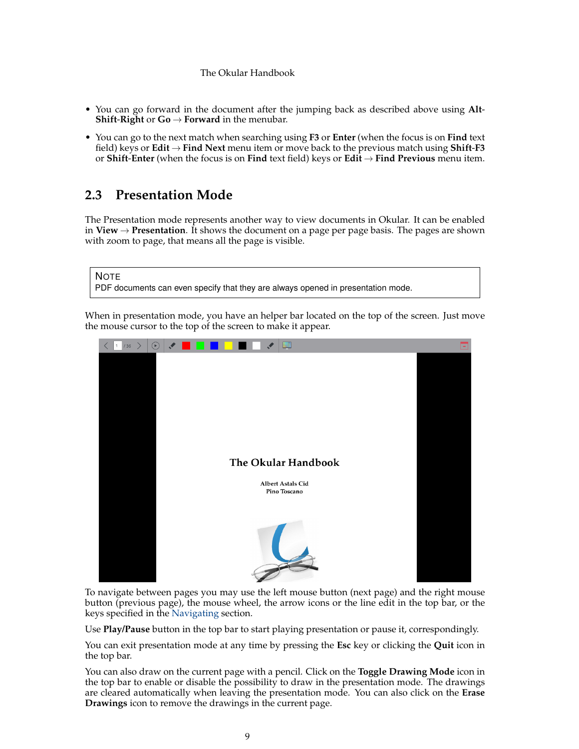- You can go forward in the document after the jumping back as described above using **Alt-Shift-Right** or **Go** → **Forward** in the menubar.
- You can go to the next match when searching using **F3** or **Enter** (when the focus is on **Find** text field) keys or **Edit** → **Find Next** menu item or move back to the previous match using **Shift-F3** or **Shift-Enter** (when the focus is on **Find** text field) keys or **Edit** → **Find Previous** menu item.

## 2.3 Presentation Mode

The Presentation mode represents another way to view documents in Okular. It can be enabled in **View** → **Presentation**. It shows the document on a page per page basis. The pages are shown with zoom to page, that means all the page is visible.

> NOTE
> PDF documents can even specify that they are always opened in presentation mode.

When in presentation mode, you have an helper bar located on the top of the screen. Just move the mouse cursor to the top of the screen to make it appear.

To navigate between pages you may use the left mouse button (next page) and the right mouse button (previous page), the mouse wheel, the arrow icons or the line edit in the top bar, or the keys specified in the Navigating section.

Use **Play/Pause** button in the top bar to start playing presentation or pause it, correspondingly.

You can exit presentation mode at any time by pressing the **Esc** key or clicking the **Quit** icon in the top bar.

You can also draw on the current page with a pencil. Click on the **Toggle Drawing Mode** icon in the top bar to enable or disable the possibility to draw in the presentation mode. The drawings are cleared automatically when leaving the presentation mode. You can also click on the **Erase Drawings** icon to remove the drawings in the current page.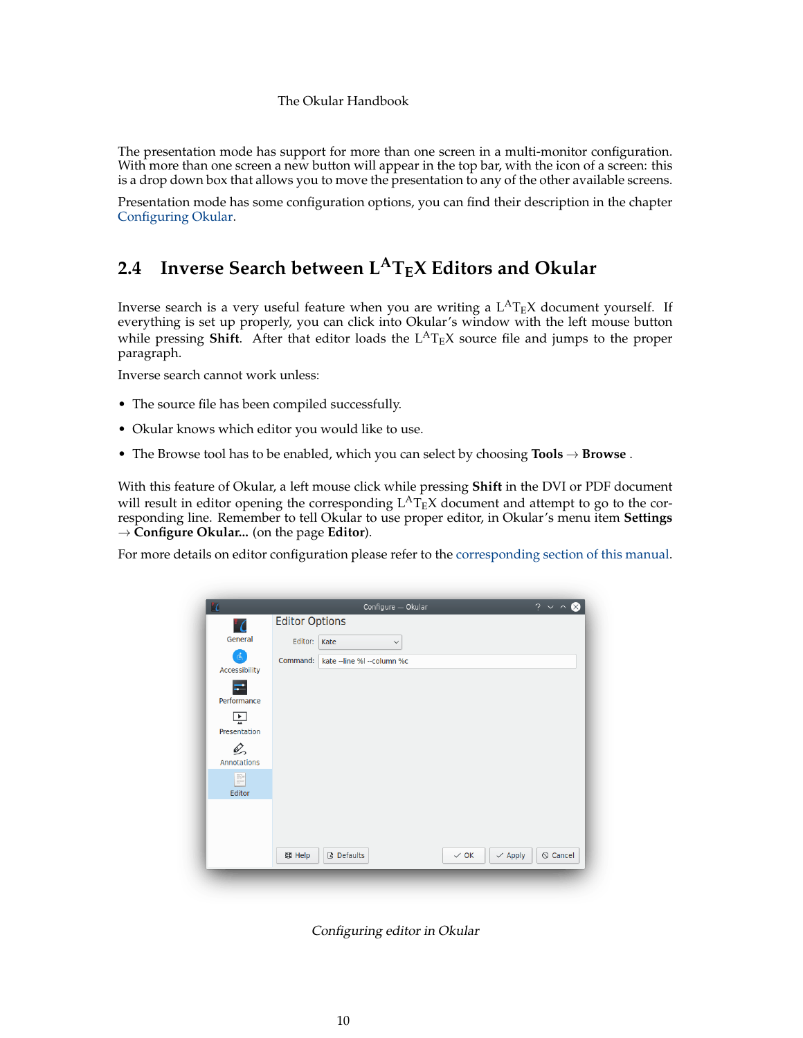The presentation mode has support for more than one screen in a multi-monitor configuration. With more than one screen a new button will appear in the top bar, with the icon of a screen: this is a drop down box that allows you to move the presentation to any of the other available screens.

Presentation mode has some configuration options, you can find their description in the chapter Configuring Okular.

## 2.4 Inverse Search between LaTeX Editors and Okular

Inverse search is a very useful feature when you are writing a LaTeX document yourself. If everything is set up properly, you can click into Okular's window with the left mouse button while pressing **Shift**. After that editor loads the LaTeX source file and jumps to the proper paragraph.

Inverse search cannot work unless:

- The source file has been compiled successfully.
- Okular knows which editor you would like to use.
- The Browse tool has to be enabled, which you can select by choosing **Tools** → **Browse** .

With this feature of Okular, a left mouse click while pressing **Shift** in the DVI or PDF document will result in editor opening the corresponding LaTeX document and attempt to go to the corresponding line. Remember to tell Okular to use proper editor, in Okular's menu item **Settings** → **Configure Okular...** (on the page **Editor**).

For more details on editor configuration please refer to the corresponding section of this manual.

*Configuring editor in Okular*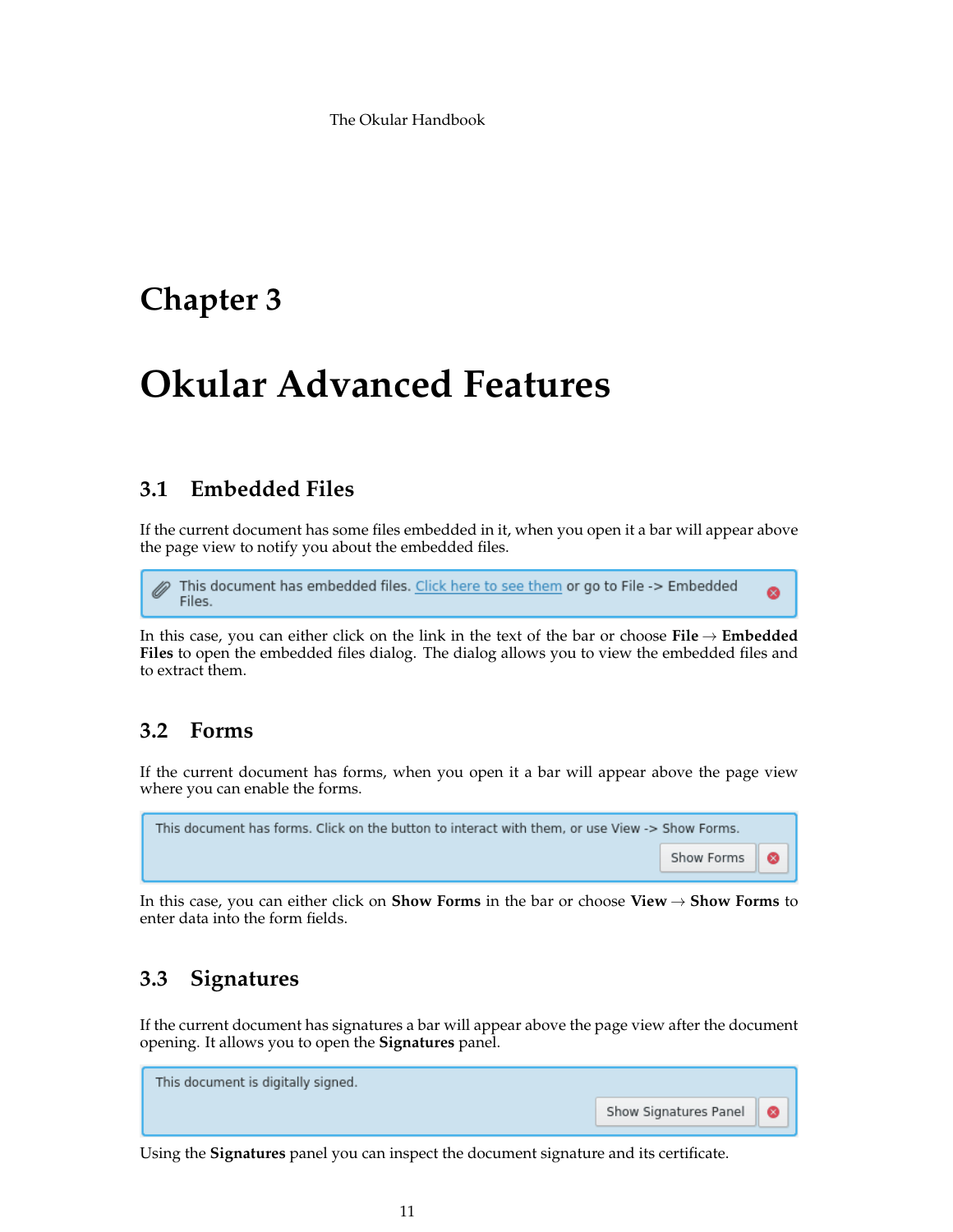# Chapter 3

# Okular Advanced Features

## 3.1 Embedded Files

If the current document has some files embedded in it, when you open it a bar will appear above the page view to notify you about the embedded files.

In this case, you can either click on the link in the text of the bar or choose **File** → **Embedded Files** to open the embedded files dialog. The dialog allows you to view the embedded files and to extract them.

## 3.2 Forms

If the current document has forms, when you open it a bar will appear above the page view where you can enable the forms.

In this case, you can either click on **Show Forms** in the bar or choose **View** → **Show Forms** to enter data into the form fields.

## 3.3 Signatures

If the current document has signatures a bar will appear above the page view after the document opening. It allows you to open the **Signatures** panel.

Using the **Signatures** panel you can inspect the document signature and its certificate.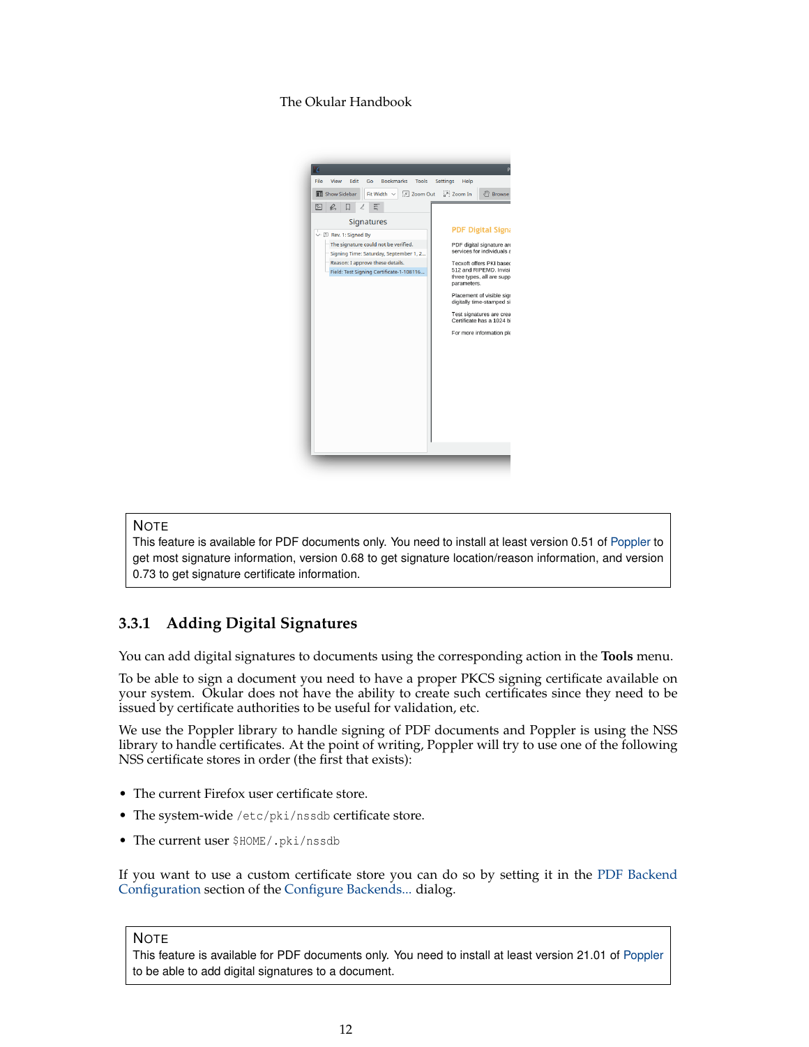> **NOTE**
> This feature is available for PDF documents only. You need to install at least version 0.51 of Poppler to get most signature information, version 0.68 to get signature location/reason information, and version 0.73 to get signature certificate information.

### 3.3.1 Adding Digital Signatures

You can add digital signatures to documents using the corresponding action in the **Tools** menu.

To be able to sign a document you need to have a proper PKCS signing certificate available on your system. Okular does not have the ability to create such certificates since they need to be issued by certificate authorities to be useful for validation, etc.

We use the Poppler library to handle signing of PDF documents and Poppler is using the NSS library to handle certificates. At the point of writing, Poppler will try to use one of the following NSS certificate stores in order (the first that exists):

- The current Firefox user certificate store.
- The system-wide `/etc/pki/nssdb` certificate store.
- The current user `$HOME/.pki/nssdb`

If you want to use a custom certificate store you can do so by setting it in the PDF Backend Configuration section of the Configure Backends... dialog.

> **NOTE**
> This feature is available for PDF documents only. You need to install at least version 21.01 of Poppler to be able to add digital signatures to a document.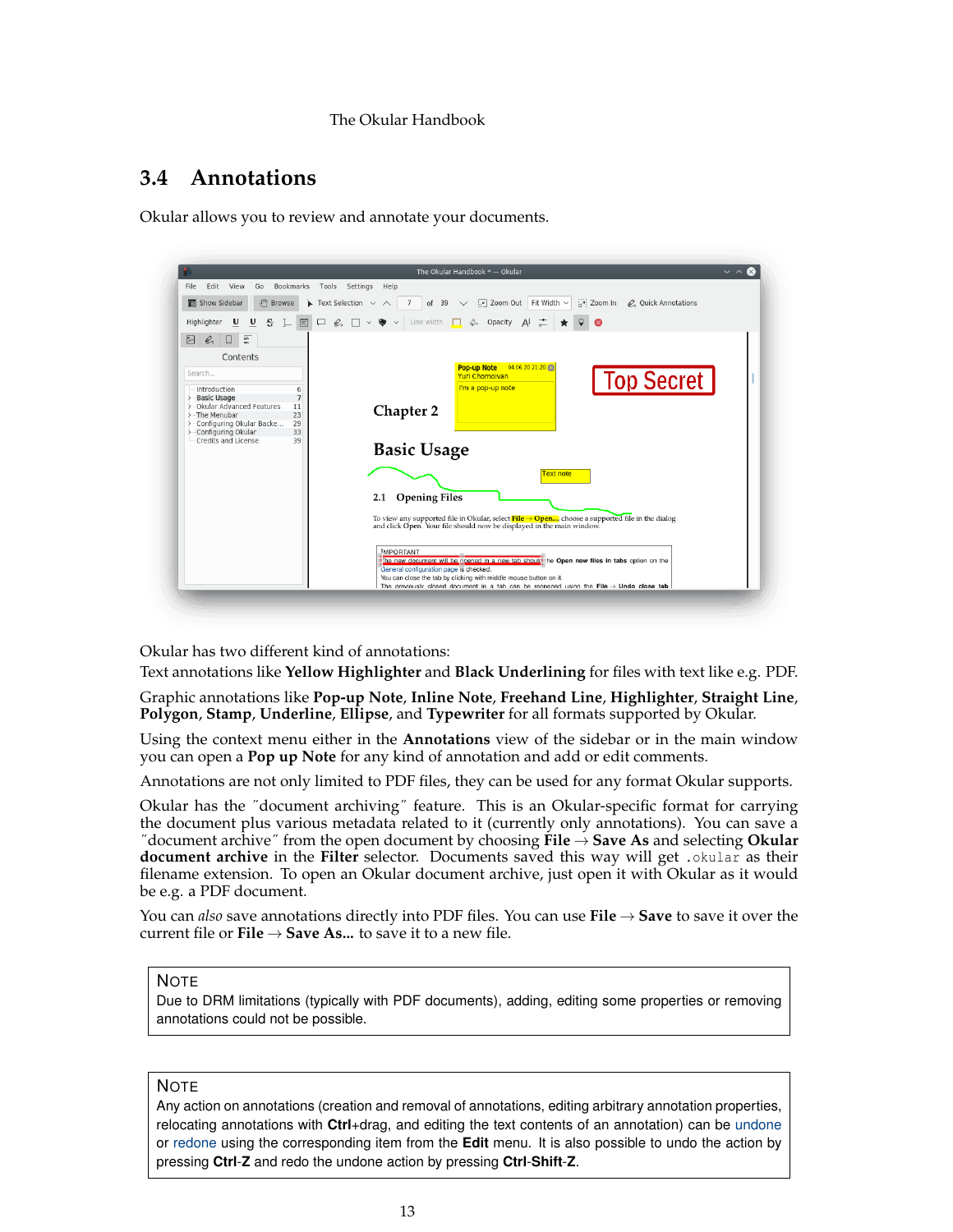## 3.4 Annotations

Okular allows you to review and annotate your documents.

Okular has two different kind of annotations:

Text annotations like **Yellow Highlighter** and **Black Underlining** for files with text like e.g. PDF.

Graphic annotations like **Pop-up Note**, **Inline Note**, **Freehand Line**, **Highlighter**, **Straight Line**, **Polygon**, **Stamp**, **Underline**, **Ellipse**, and **Typewriter** for all formats supported by Okular.

Using the context menu either in the **Annotations** view of the sidebar or in the main window you can open a **Pop up Note** for any kind of annotation and add or edit comments.

Annotations are not only limited to PDF files, they can be used for any format Okular supports.

Okular has the "document archiving" feature. This is an Okular-specific format for carrying the document plus various metadata related to it (currently only annotations). You can save a "document archive" from the open document by choosing **File** → **Save As** and selecting **Okular document archive** in the **Filter** selector. Documents saved this way will get `.okular` as their filename extension. To open an Okular document archive, just open it with Okular as it would be e.g. a PDF document.

You can *also* save annotations directly into PDF files. You can use **File** → **Save** to save it over the current file or **File** → **Save As...** to save it to a new file.

> **NOTE**
> Due to DRM limitations (typically with PDF documents), adding, editing some properties or removing annotations could not be possible.

> **NOTE**
> Any action on annotations (creation and removal of annotations, editing arbitrary annotation properties, relocating annotations with **Ctrl**+drag, and editing the text contents of an annotation) can be undone or redone using the corresponding item from the **Edit** menu. It is also possible to undo the action by pressing **Ctrl**-**Z** and redo the undone action by pressing **Ctrl**-**Shift**-**Z**.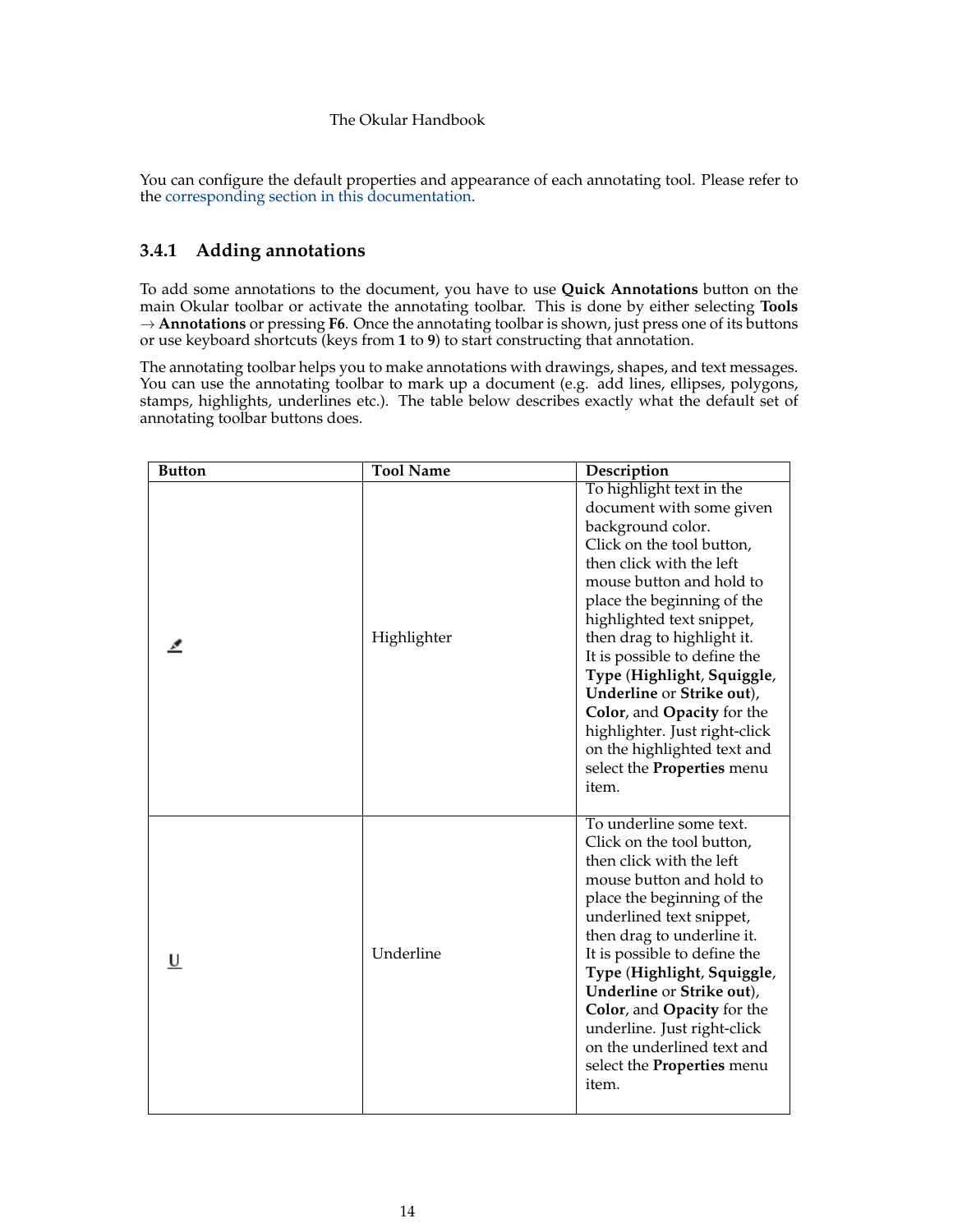You can configure the default properties and appearance of each annotating tool. Please refer to the corresponding section in this documentation.

### 3.4.1 Adding annotations

To add some annotations to the document, you have to use **Quick Annotations** button on the main Okular toolbar or activate the annotating toolbar. This is done by either selecting **Tools** → **Annotations** or pressing **F6**. Once the annotating toolbar is shown, just press one of its buttons or use keyboard shortcuts (keys from **1** to **9**) to start constructing that annotation.

The annotating toolbar helps you to make annotations with drawings, shapes, and text messages. You can use the annotating toolbar to mark up a document (e.g. add lines, ellipses, polygons, stamps, highlights, underlines etc.). The table below describes exactly what the default set of annotating toolbar buttons does.

| Button | Tool Name | Description |
|---|---|---|
| | Highlighter | To highlight text in the document with some given background color. Click on the tool button, then click with the left mouse button and hold to place the beginning of the highlighted text snippet, then drag to highlight it. It is possible to define the **Type** (**Highlight**, **Squiggle**, **Underline** or **Strike out**), **Color**, and **Opacity** for the highlighter. Just right-click on the highlighted text and select the **Properties** menu item. |
| U | Underline | To underline some text. Click on the tool button, then click with the left mouse button and hold to place the beginning of the underlined text snippet, then drag to underline it. It is possible to define the **Type** (**Highlight**, **Squiggle**, **Underline** or **Strike out**), **Color**, and **Opacity** for the underline. Just right-click on the underlined text and select the **Properties** menu item. |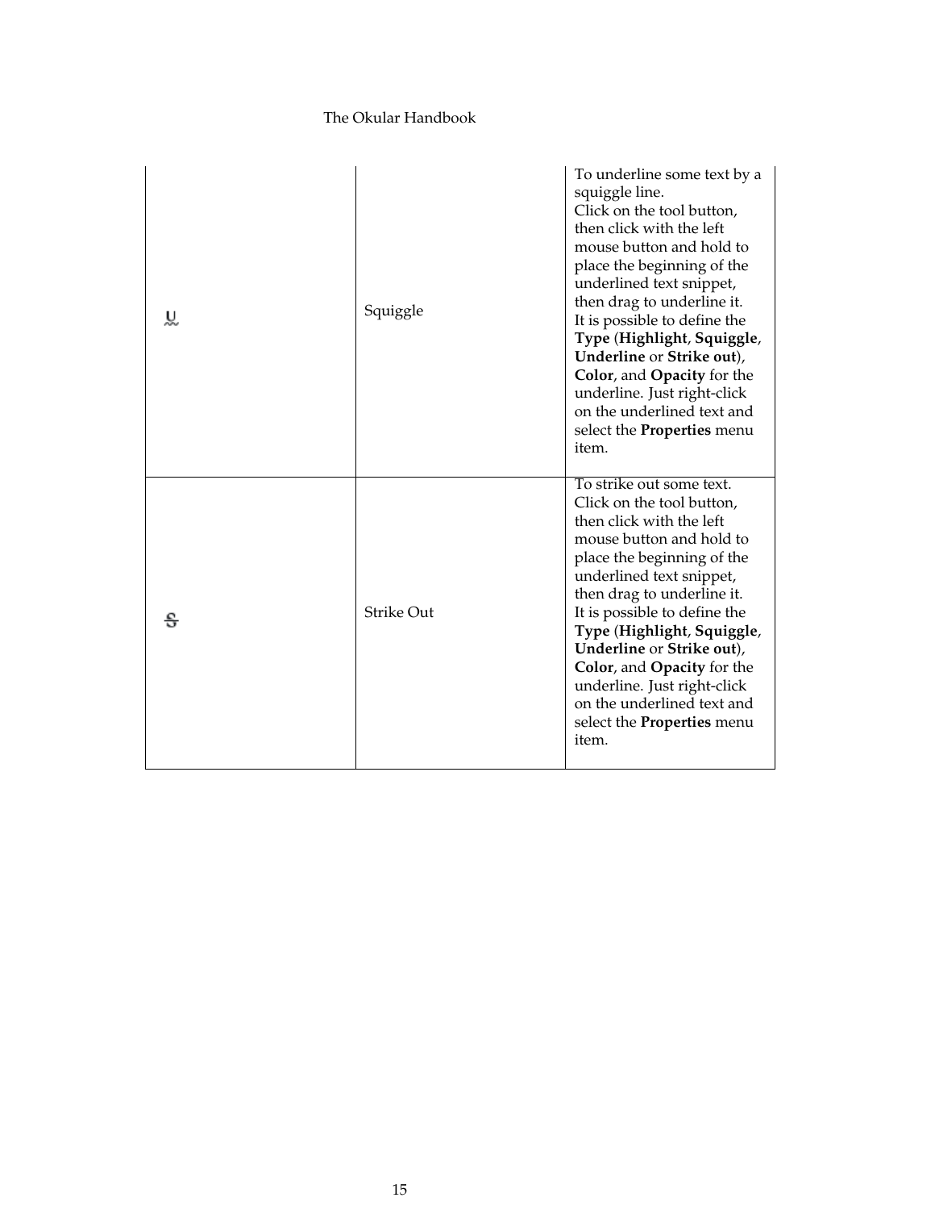| | | |
|---|---|---|
| | Squiggle | To underline some text by a squiggle line.<br>Click on the tool button, then click with the left mouse button and hold to place the beginning of the underlined text snippet, then drag to underline it.<br>It is possible to define the **Type** (**Highlight**, **Squiggle**, **Underline** or **Strike out**), **Color**, and **Opacity** for the underline. Just right-click on the underlined text and select the **Properties** menu item. |
| | Strike Out | To strike out some text.<br>Click on the tool button, then click with the left mouse button and hold to place the beginning of the underlined text snippet, then drag to underline it.<br>It is possible to define the **Type** (**Highlight**, **Squiggle**, **Underline** or **Strike out**), **Color**, and **Opacity** for the underline. Just right-click on the underlined text and select the **Properties** menu item. |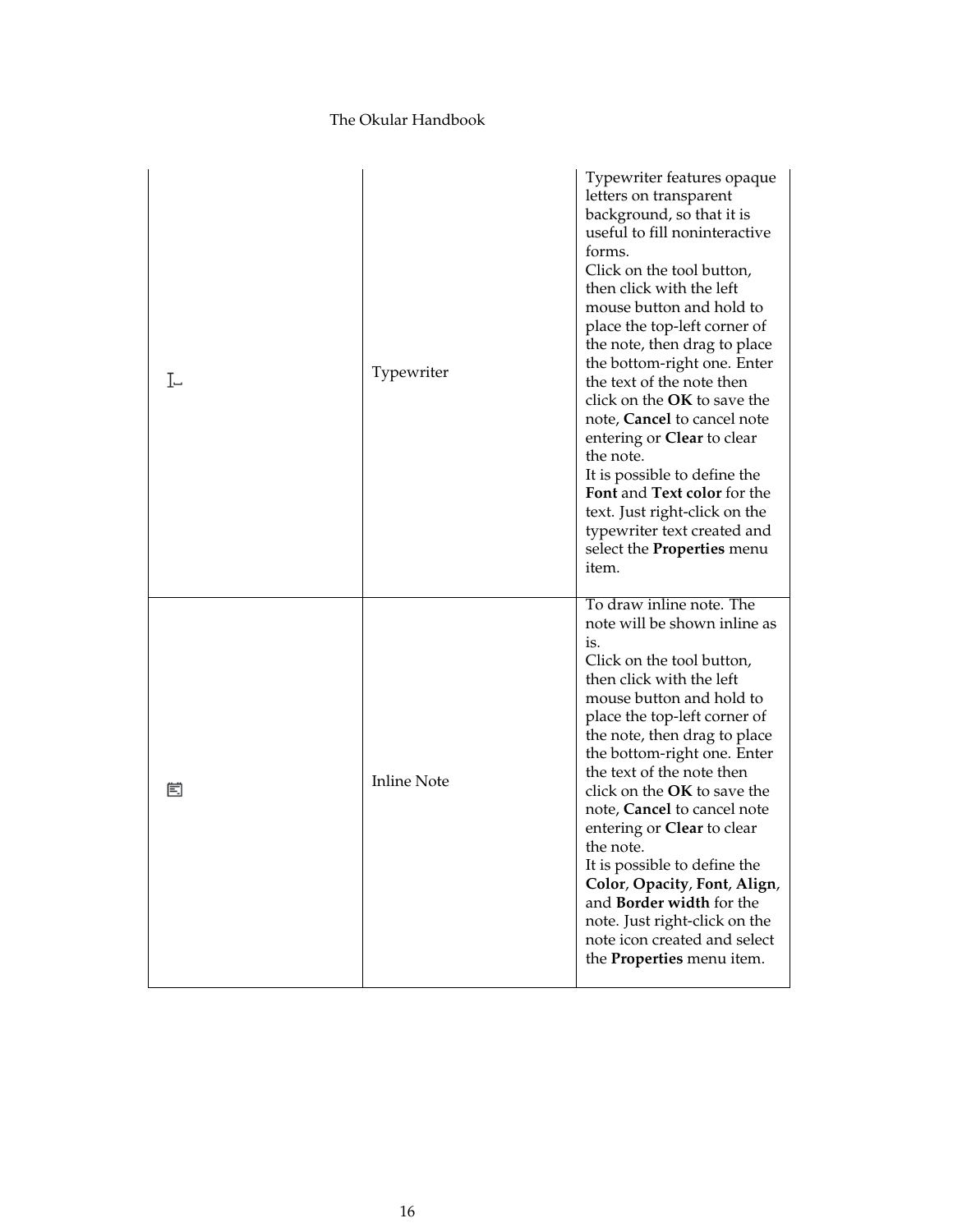| | | |
|---|---|---|
| | Typewriter | Typewriter features opaque letters on transparent background, so that it is useful to fill noninteractive forms.<br>Click on the tool button, then click with the left mouse button and hold to place the top-left corner of the note, then drag to place the bottom-right one. Enter the text of the note then click on the **OK** to save the note, **Cancel** to cancel note entering or **Clear** to clear the note.<br>It is possible to define the **Font** and **Text color** for the text. Just right-click on the typewriter text created and select the **Properties** menu item. |
| | Inline Note | To draw inline note. The note will be shown inline as is.<br>Click on the tool button, then click with the left mouse button and hold to place the top-left corner of the note, then drag to place the bottom-right one. Enter the text of the note then click on the **OK** to save the note, **Cancel** to cancel note entering or **Clear** to clear the note.<br>It is possible to define the **Color**, **Opacity**, **Font**, **Align**, and **Border width** for the note. Just right-click on the note icon created and select the **Properties** menu item. |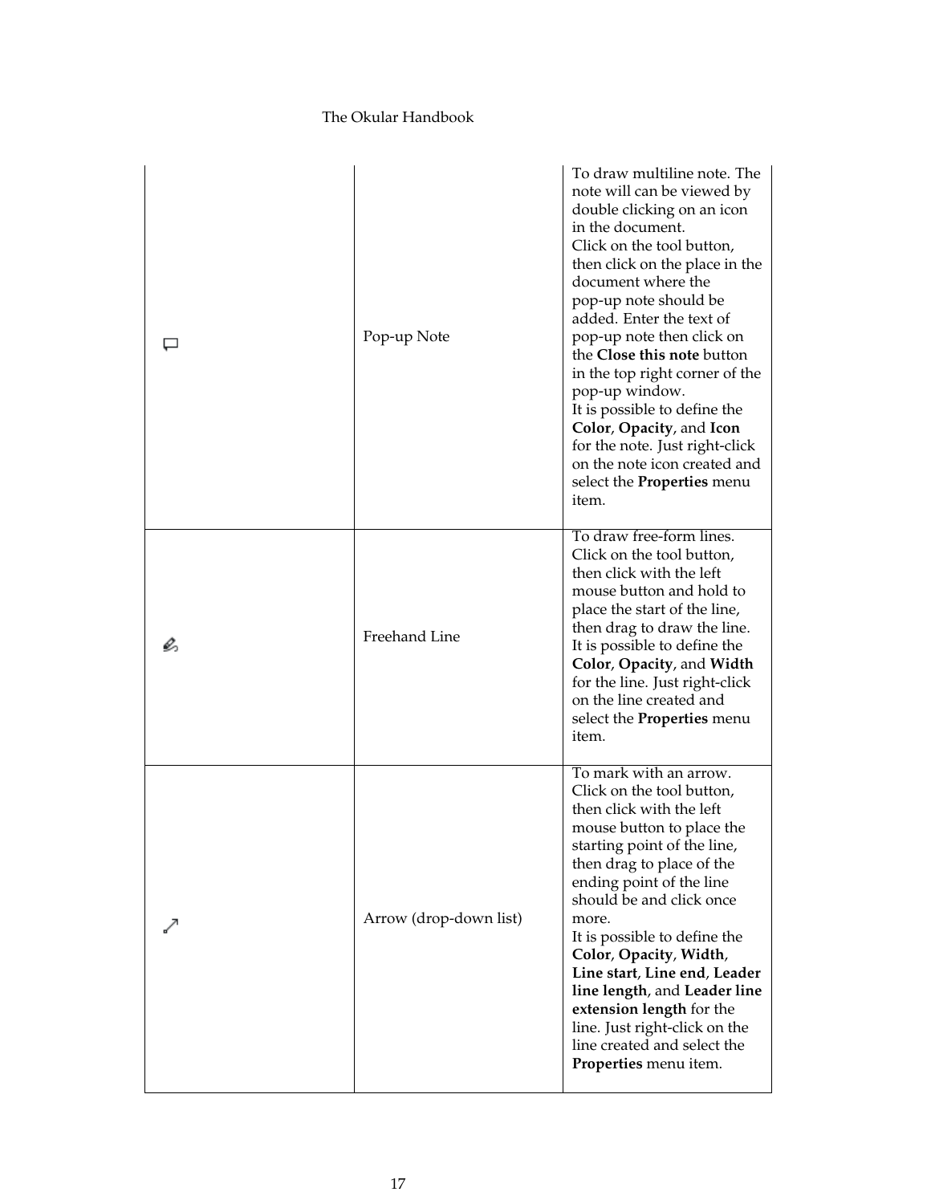| | | |
|---|---|---|
| | Pop-up Note | To draw multiline note. The note will can be viewed by double clicking on an icon in the document.<br>Click on the tool button, then click on the place in the document where the pop-up note should be added. Enter the text of pop-up note then click on the **Close this note** button in the top right corner of the pop-up window.<br>It is possible to define the **Color**, **Opacity**, and **Icon** for the note. Just right-click on the note icon created and select the **Properties** menu item. |
| | Freehand Line | To draw free-form lines.<br>Click on the tool button, then click with the left mouse button and hold to place the start of the line, then drag to draw the line.<br>It is possible to define the **Color**, **Opacity**, and **Width** for the line. Just right-click on the line created and select the **Properties** menu item. |
| | Arrow (drop-down list) | To mark with an arrow.<br>Click on the tool button, then click with the left mouse button to place the starting point of the line, then drag to place of the ending point of the line should be and click once more.<br>It is possible to define the **Color**, **Opacity**, **Width**, **Line start**, **Line end**, **Leader line length**, and **Leader line extension length** for the line. Just right-click on the line created and select the **Properties** menu item. |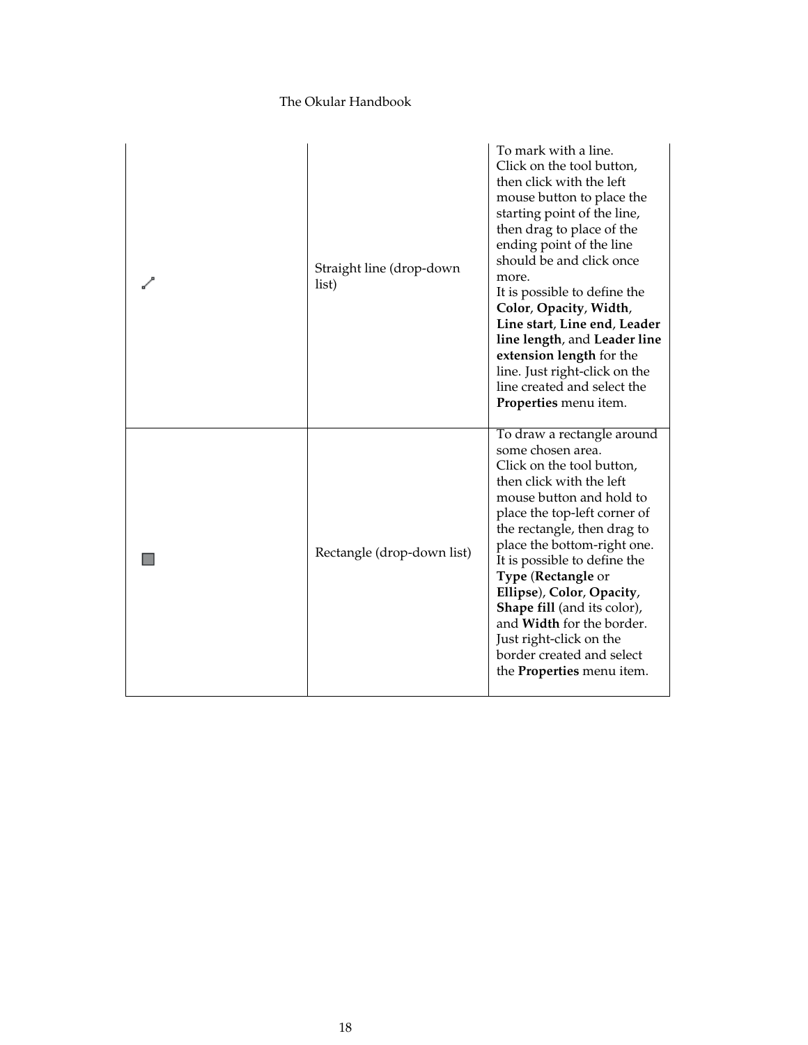|  |  |  |
|---|---|---|
|  | Straight line (drop-down list) | To mark with a line.<br>Click on the tool button, then click with the left mouse button to place the starting point of the line, then drag to place of the ending point of the line should be and click once more.<br>It is possible to define the **Color**, **Opacity**, **Width**, **Line start**, **Line end**, **Leader line length**, and **Leader line extension length** for the line. Just right-click on the line created and select the **Properties** menu item. |
|  | Rectangle (drop-down list) | To draw a rectangle around some chosen area.<br>Click on the tool button, then click with the left mouse button and hold to place the top-left corner of the rectangle, then drag to place the bottom-right one.<br>It is possible to define the **Type** (**Rectangle** or **Ellipse**), **Color**, **Opacity**, **Shape fill** (and its color), and **Width** for the border. Just right-click on the border created and select the **Properties** menu item. |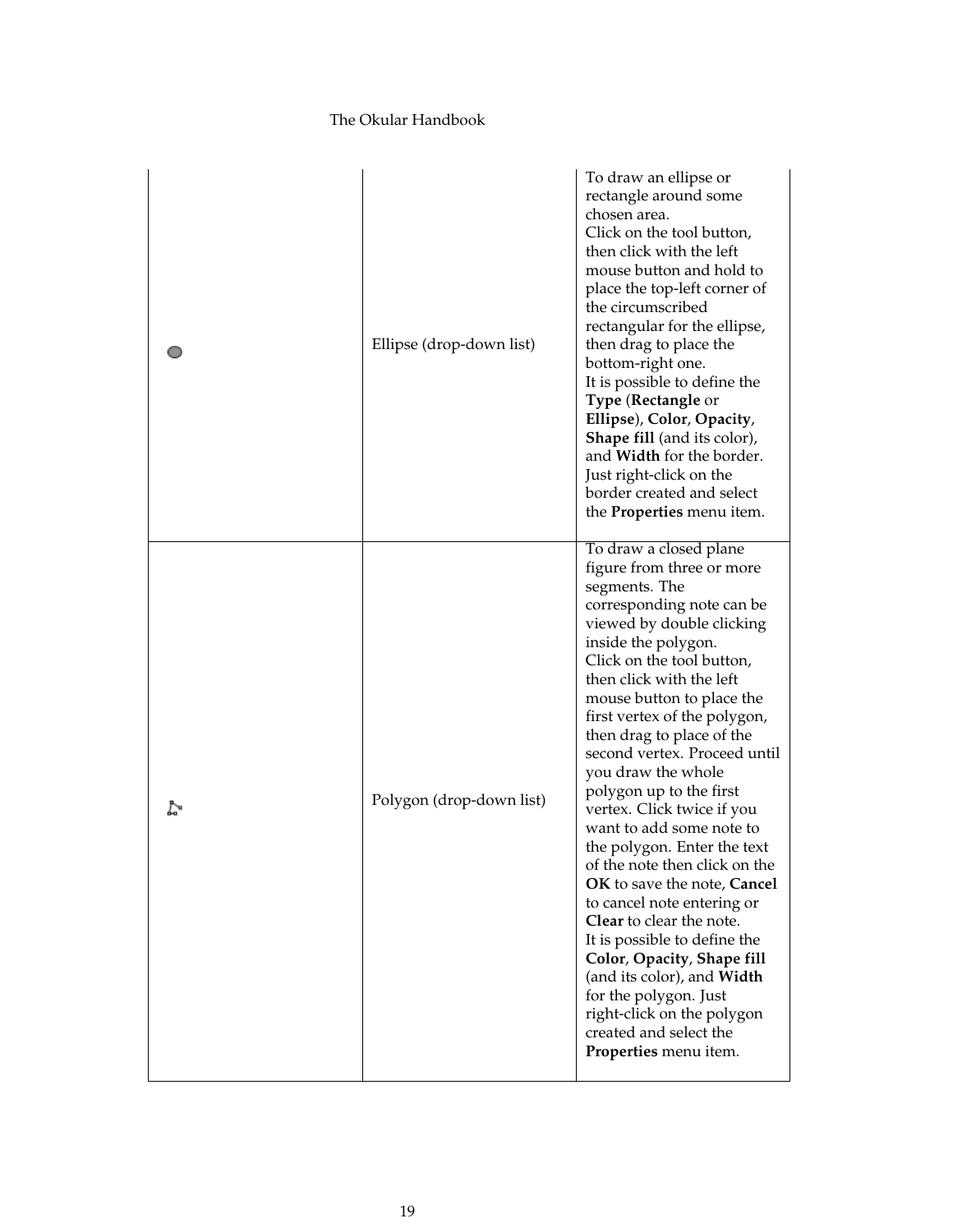| | | |
|---|---|---|
| | Ellipse (drop-down list) | To draw an ellipse or rectangle around some chosen area.<br>Click on the tool button, then click with the left mouse button and hold to place the top-left corner of the circumscribed rectangular for the ellipse, then drag to place the bottom-right one.<br>It is possible to define the **Type** (**Rectangle** or **Ellipse**), **Color**, **Opacity**, **Shape fill** (and its color), and **Width** for the border. Just right-click on the border created and select the **Properties** menu item. |
| | Polygon (drop-down list) | To draw a closed plane figure from three or more segments. The corresponding note can be viewed by double clicking inside the polygon.<br>Click on the tool button, then click with the left mouse button to place the first vertex of the polygon, then drag to place of the second vertex. Proceed until you draw the whole polygon up to the first vertex. Click twice if you want to add some note to the polygon. Enter the text of the note then click on the **OK** to save the note, **Cancel** to cancel note entering or **Clear** to clear the note.<br>It is possible to define the **Color**, **Opacity**, **Shape fill** (and its color), and **Width** for the polygon. Just right-click on the polygon created and select the **Properties** menu item. |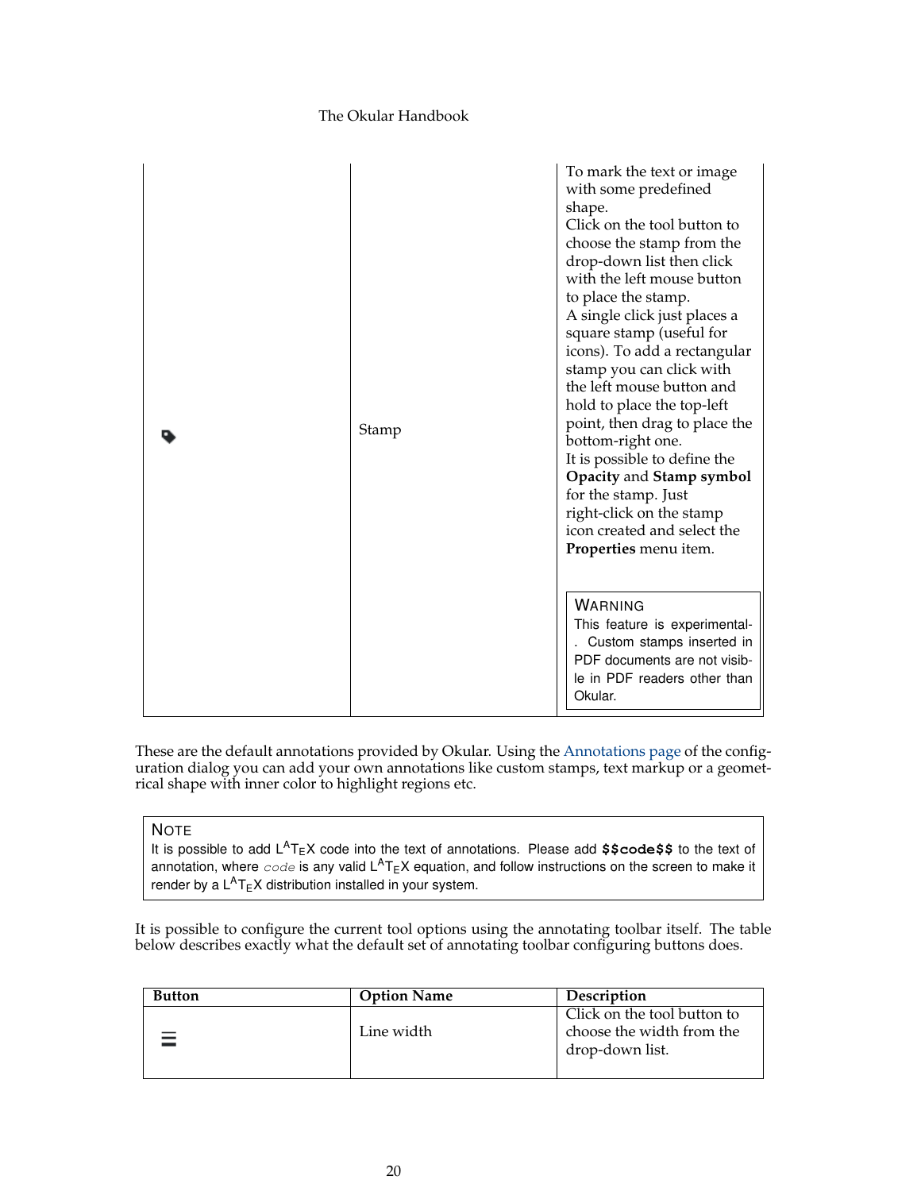| | | |
|---|---|---|
| | Stamp | To mark the text or image with some predefined shape.<br>Click on the tool button to choose the stamp from the drop-down list then click with the left mouse button to place the stamp.<br>A single click just places a square stamp (useful for icons). To add a rectangular stamp you can click with the left mouse button and hold to place the top-left point, then drag to place the bottom-right one.<br>It is possible to define the **Opacity** and **Stamp symbol** for the stamp. Just right-click on the stamp icon created and select the **Properties** menu item.<br><br>WARNING<br>This feature is experimental. Custom stamps inserted in PDF documents are not visible in PDF readers other than Okular. |

These are the default annotations provided by Okular. Using the Annotations page of the configuration dialog you can add your own annotations like custom stamps, text markup or a geometrical shape with inner color to highlight regions etc.

> NOTE
> It is possible to add LaTeX code into the text of annotations. Please add **$$code$$** to the text of annotation, where *code* is any valid LaTeX equation, and follow instructions on the screen to make it render by a LaTeX distribution installed in your system.

It is possible to configure the current tool options using the annotating toolbar itself. The table below describes exactly what the default set of annotating toolbar configuring buttons does.

| Button | Option Name | Description |
|---|---|---|
| | Line width | Click on the tool button to choose the width from the drop-down list. |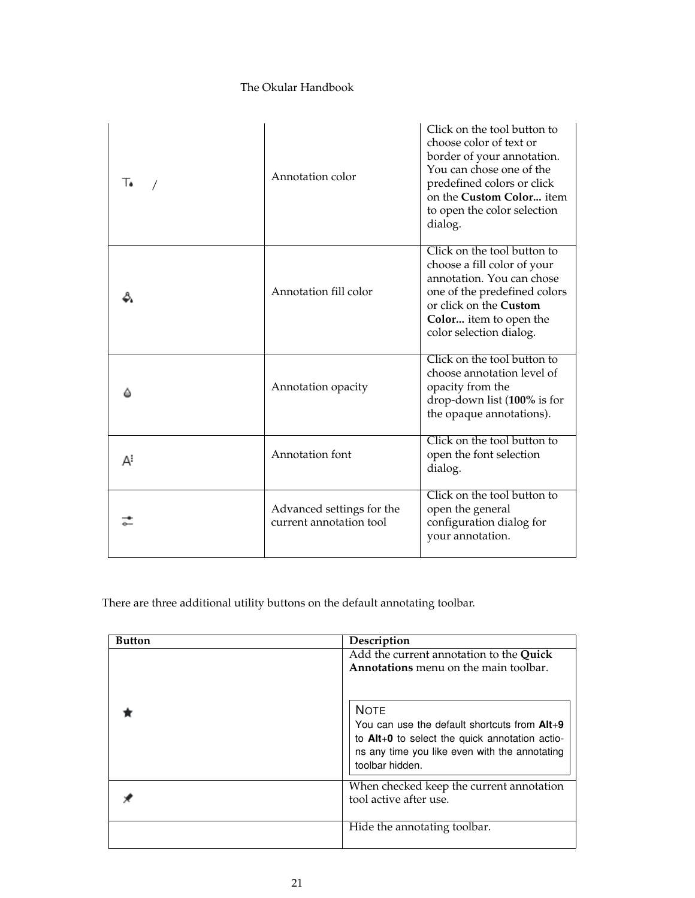| | | |
|---|---|---|
| / | Annotation color | Click on the tool button to choose color of text or border of your annotation. You can chose one of the predefined colors or click on the **Custom Color...** item to open the color selection dialog. |
| | Annotation fill color | Click on the tool button to choose a fill color of your annotation. You can chose one of the predefined colors or click on the **Custom Color...** item to open the color selection dialog. |
| | Annotation opacity | Click on the tool button to choose annotation level of opacity from the drop-down list (**100%** is for the opaque annotations). |
| | Annotation font | Click on the tool button to open the font selection dialog. |
| | Advanced settings for the current annotation tool | Click on the tool button to open the general configuration dialog for your annotation. |

There are three additional utility buttons on the default annotating toolbar.

| Button | Description |
|---|---|
| | Add the current annotation to the **Quick Annotations** menu on the main toolbar. <br><br> NOTE <br> You can use the default shortcuts from **Alt**+**9** to **Alt**+**0** to select the quick annotation actions any time you like even with the annotating toolbar hidden. |
| | When checked keep the current annotation tool active after use. |
| | Hide the annotating toolbar. |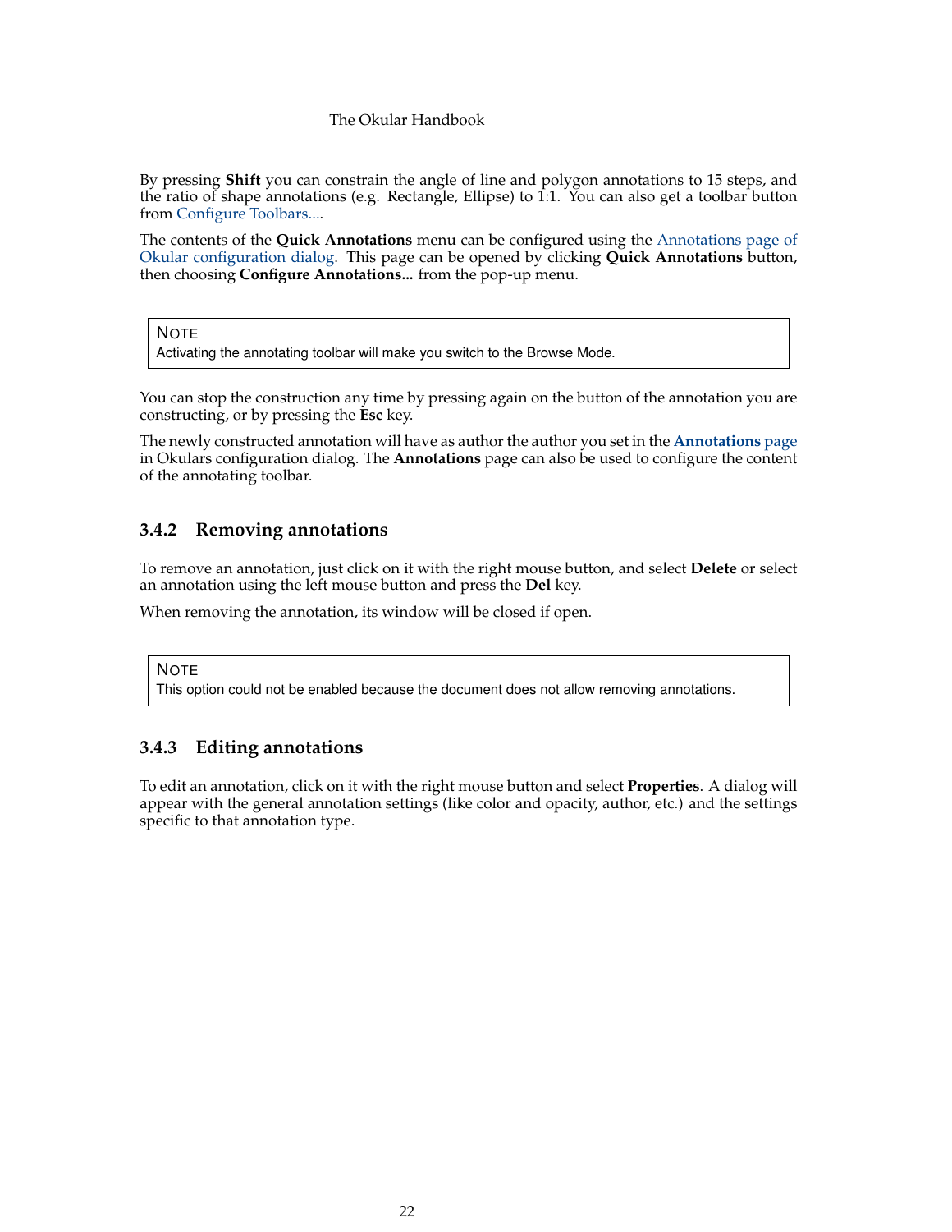By pressing **Shift** you can constrain the angle of line and polygon annotations to 15 steps, and the ratio of shape annotations (e.g. Rectangle, Ellipse) to 1:1. You can also get a toolbar button from Configure Toolbars....

The contents of the **Quick Annotations** menu can be configured using the Annotations page of Okular configuration dialog. This page can be opened by clicking **Quick Annotations** button, then choosing **Configure Annotations...** from the pop-up menu.

> NOTE
> Activating the annotating toolbar will make you switch to the Browse Mode.

You can stop the construction any time by pressing again on the button of the annotation you are constructing, or by pressing the **Esc** key.

The newly constructed annotation will have as author the author you set in the **Annotations** page in Okulars configuration dialog. The **Annotations** page can also be used to configure the content of the annotating toolbar.

### 3.4.2 Removing annotations

To remove an annotation, just click on it with the right mouse button, and select **Delete** or select an annotation using the left mouse button and press the **Del** key.

When removing the annotation, its window will be closed if open.

> NOTE
> This option could not be enabled because the document does not allow removing annotations.

### 3.4.3 Editing annotations

To edit an annotation, click on it with the right mouse button and select **Properties**. A dialog will appear with the general annotation settings (like color and opacity, author, etc.) and the settings specific to that annotation type.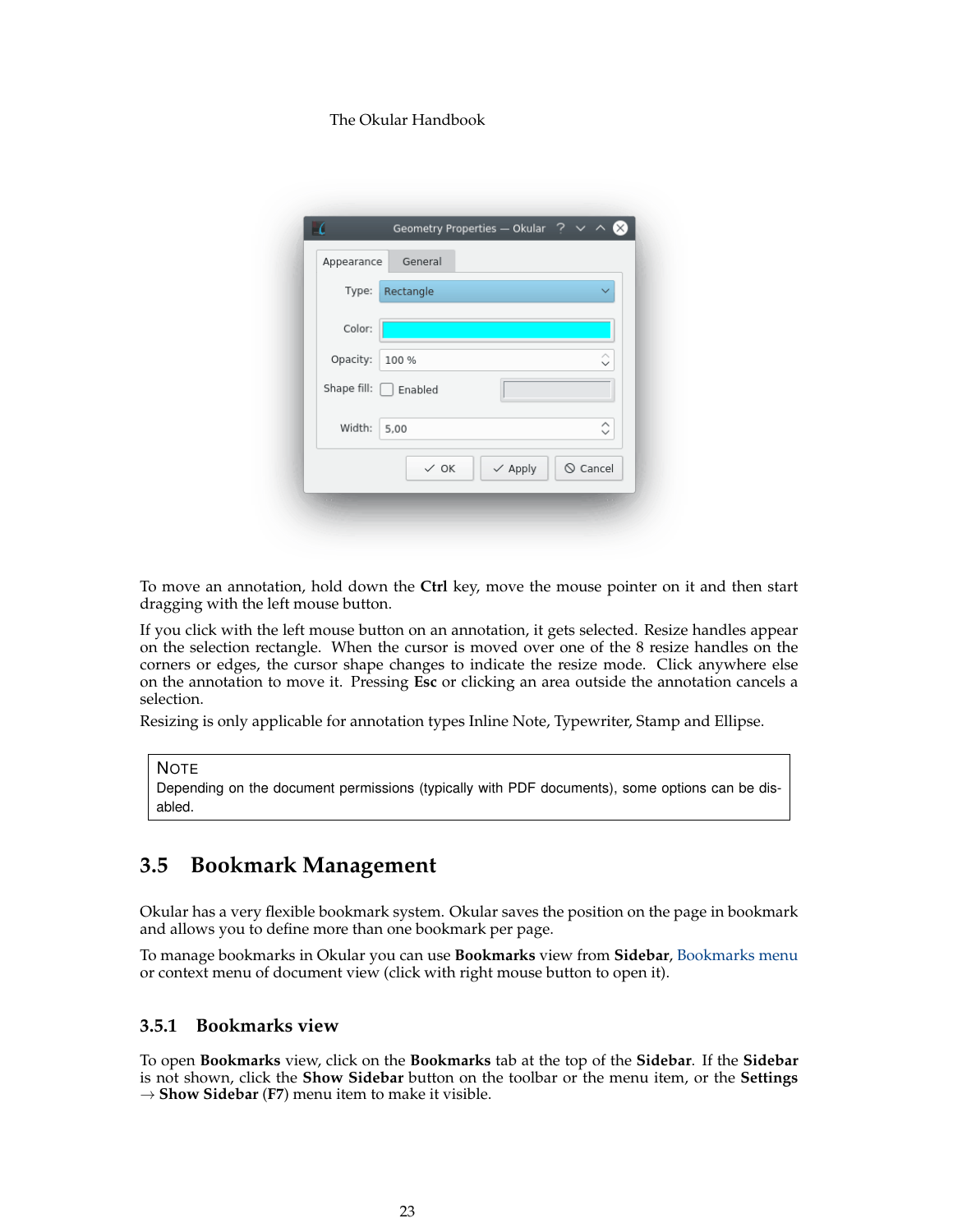To move an annotation, hold down the **Ctrl** key, move the mouse pointer on it and then start dragging with the left mouse button.

If you click with the left mouse button on an annotation, it gets selected. Resize handles appear on the selection rectangle. When the cursor is moved over one of the 8 resize handles on the corners or edges, the cursor shape changes to indicate the resize mode. Click anywhere else on the annotation to move it. Pressing **Esc** or clicking an area outside the annotation cancels a selection.

Resizing is only applicable for annotation types Inline Note, Typewriter, Stamp and Ellipse.

> **NOTE**
> Depending on the document permissions (typically with PDF documents), some options can be disabled.

## 3.5 Bookmark Management

Okular has a very flexible bookmark system. Okular saves the position on the page in bookmark and allows you to define more than one bookmark per page.

To manage bookmarks in Okular you can use **Bookmarks** view from **Sidebar**, Bookmarks menu or context menu of document view (click with right mouse button to open it).

### 3.5.1 Bookmarks view

To open **Bookmarks** view, click on the **Bookmarks** tab at the top of the **Sidebar**. If the **Sidebar** is not shown, click the **Show Sidebar** button on the toolbar or the menu item, or the **Settings** → **Show Sidebar** (**F7**) menu item to make it visible.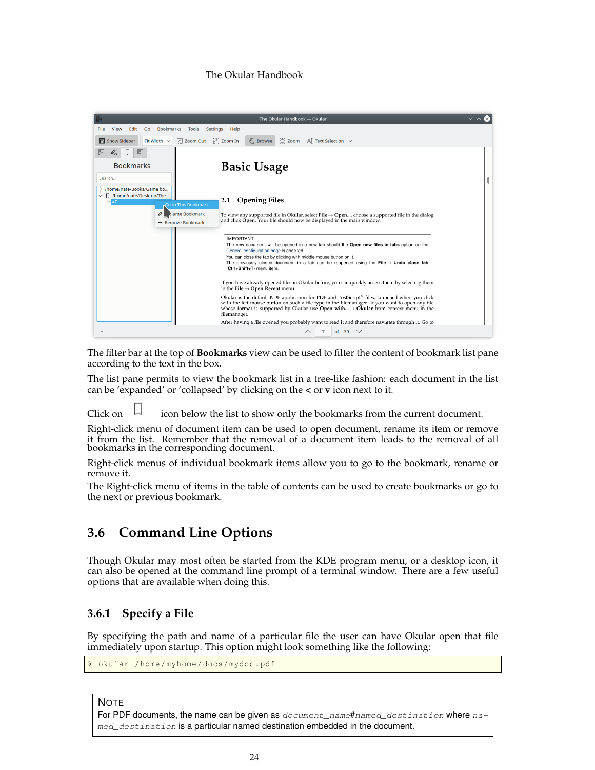The filter bar at the top of **Bookmarks** view can be used to filter the content of bookmark list pane according to the text in the box.

The list pane permits to view the bookmark list in a tree-like fashion: each document in the list can be 'expanded' or 'collapsed' by clicking on the **<** or **v** icon next to it.

Click on icon below the list to show only the bookmarks from the current document.

Right-click menu of document item can be used to open document, rename its item or remove it from the list. Remember that the removal of a document item leads to the removal of all bookmarks in the corresponding document.

Right-click menus of individual bookmark items allow you to go to the bookmark, rename or remove it.

The Right-click menu of items in the table of contents can be used to create bookmarks or go to the next or previous bookmark.

## 3.6 Command Line Options

Though Okular may most often be started from the KDE program menu, or a desktop icon, it can also be opened at the command line prompt of a terminal window. There are a few useful options that are available when doing this.

### 3.6.1 Specify a File

By specifying the path and name of a particular file the user can have Okular open that file immediately upon startup. This option might look something like the following:

```
% okular /home/myhome/docs/mydoc.pdf
```

> **NOTE**
> For PDF documents, the name can be given as *`document_name`*#*`named_destination`* where *`named_destination`* is a particular named destination embedded in the document.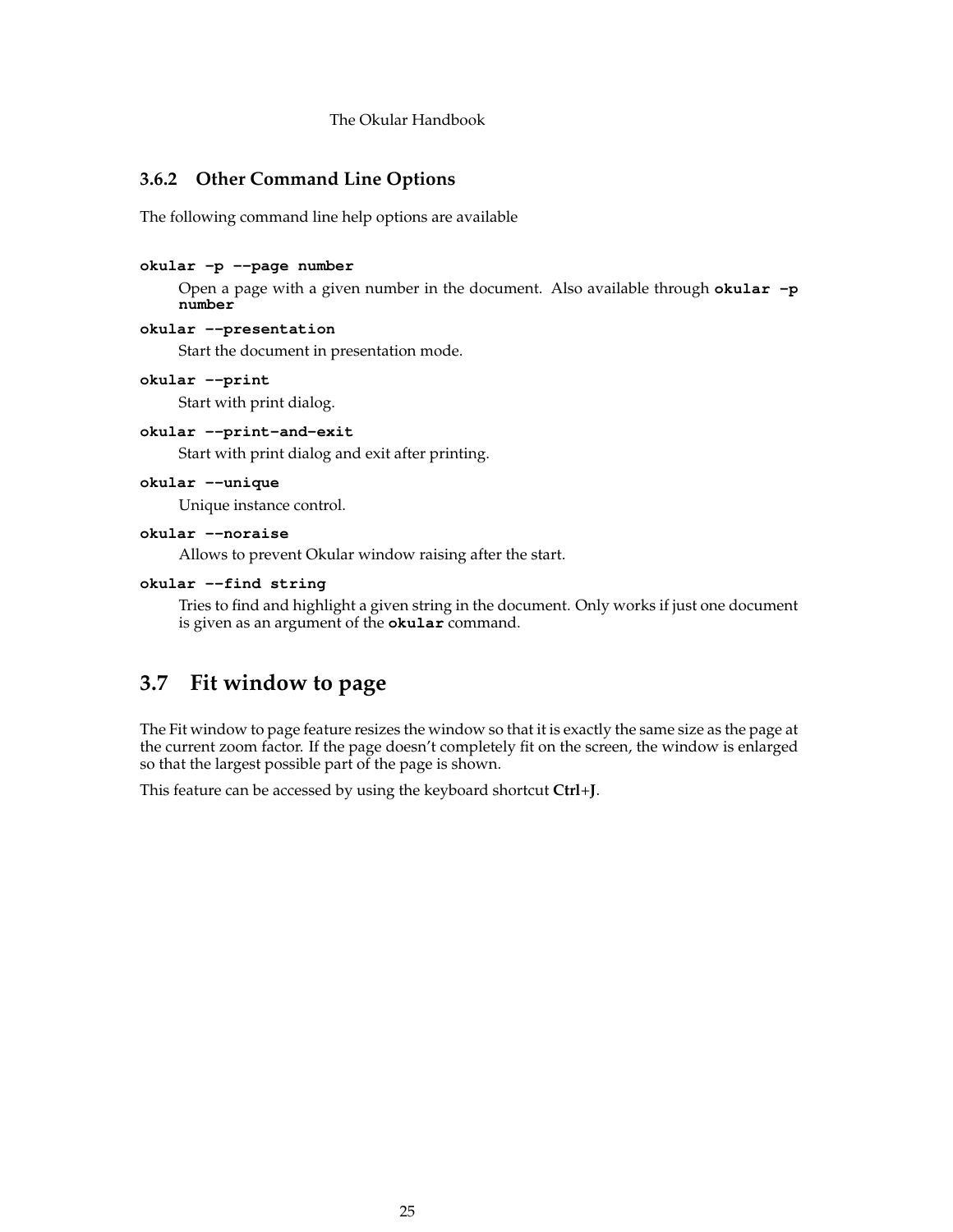### 3.6.2 Other Command Line Options

The following command line help options are available

**`okular -p --page number`**

Open a page with a given number in the document. Also available through **`okular -p number`**

**`okular --presentation`**

Start the document in presentation mode.

**`okular --print`**

Start with print dialog.

**`okular --print-and-exit`**

Start with print dialog and exit after printing.

**`okular --unique`**

Unique instance control.

**`okular --noraise`**

Allows to prevent Okular window raising after the start.

**`okular --find string`**

Tries to find and highlight a given string in the document. Only works if just one document is given as an argument of the **`okular`** command.

## 3.7 Fit window to page

The Fit window to page feature resizes the window so that it is exactly the same size as the page at the current zoom factor. If the page doesn't completely fit on the screen, the window is enlarged so that the largest possible part of the page is shown.

This feature can be accessed by using the keyboard shortcut **Ctrl**+**J**.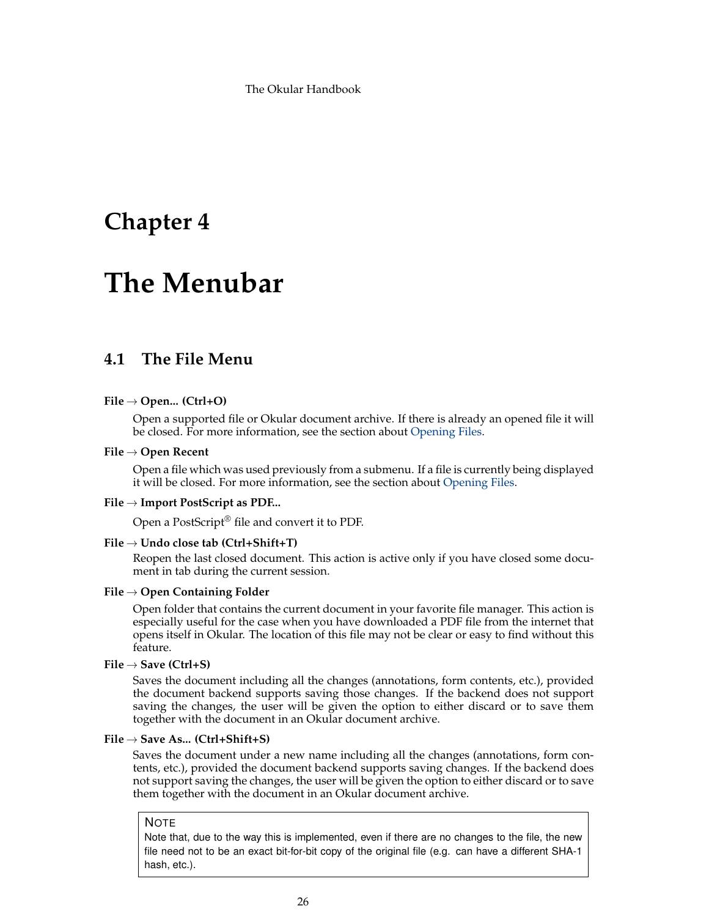# Chapter 4

# The Menubar

## 4.1 The File Menu

**File → Open... (Ctrl+O)**

Open a supported file or Okular document archive. If there is already an opened file it will be closed. For more information, see the section about Opening Files.

**File → Open Recent**

Open a file which was used previously from a submenu. If a file is currently being displayed it will be closed. For more information, see the section about Opening Files.

**File → Import PostScript as PDF...**

Open a PostScript® file and convert it to PDF.

**File → Undo close tab (Ctrl+Shift+T)**

Reopen the last closed document. This action is active only if you have closed some document in tab during the current session.

**File → Open Containing Folder**

Open folder that contains the current document in your favorite file manager. This action is especially useful for the case when you have downloaded a PDF file from the internet that opens itself in Okular. The location of this file may not be clear or easy to find without this feature.

**File → Save (Ctrl+S)**

Saves the document including all the changes (annotations, form contents, etc.), provided the document backend supports saving those changes. If the backend does not support saving the changes, the user will be given the option to either discard or to save them together with the document in an Okular document archive.

**File → Save As... (Ctrl+Shift+S)**

Saves the document under a new name including all the changes (annotations, form contents, etc.), provided the document backend supports saving changes. If the backend does not support saving the changes, the user will be given the option to either discard or to save them together with the document in an Okular document archive.

> **NOTE**
> Note that, due to the way this is implemented, even if there are no changes to the file, the new file need not to be an exact bit-for-bit copy of the original file (e.g. can have a different SHA-1 hash, etc.).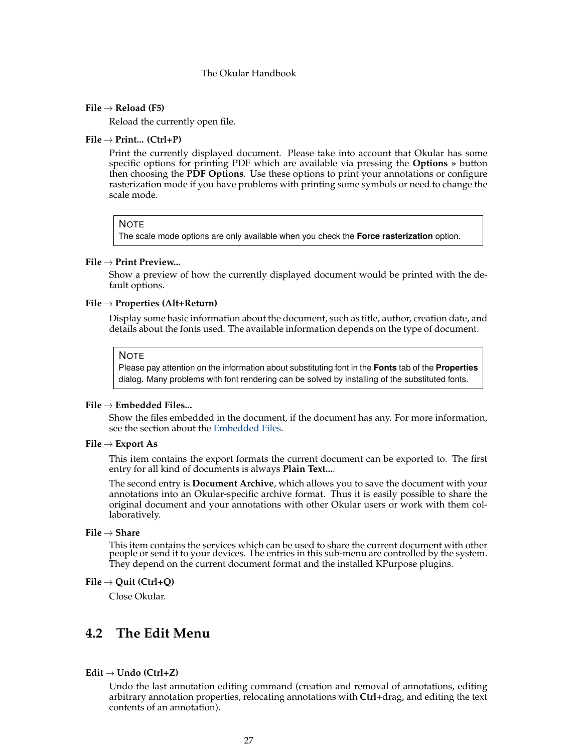**File → Reload (F5)**

Reload the currently open file.

**File → Print... (Ctrl+P)**

Print the currently displayed document. Please take into account that Okular has some specific options for printing PDF which are available via pressing the **Options »** button then choosing the **PDF Options**. Use these options to print your annotations or configure rasterization mode if you have problems with printing some symbols or need to change the scale mode.

> NOTE
> The scale mode options are only available when you check the **Force rasterization** option.

**File → Print Preview...**

Show a preview of how the currently displayed document would be printed with the default options.

**File → Properties (Alt+Return)**

Display some basic information about the document, such as title, author, creation date, and details about the fonts used. The available information depends on the type of document.

> NOTE
> Please pay attention on the information about substituting font in the **Fonts** tab of the **Properties** dialog. Many problems with font rendering can be solved by installing of the substituted fonts.

**File → Embedded Files...**

Show the files embedded in the document, if the document has any. For more information, see the section about the Embedded Files.

**File → Export As**

This item contains the export formats the current document can be exported to. The first entry for all kind of documents is always **Plain Text...**.

The second entry is **Document Archive**, which allows you to save the document with your annotations into an Okular-specific archive format. Thus it is easily possible to share the original document and your annotations with other Okular users or work with them collaboratively.

**File → Share**

This item contains the services which can be used to share the current document with other people or send it to your devices. The entries in this sub-menu are controlled by the system. They depend on the current document format and the installed KPurpose plugins.

**File → Quit (Ctrl+Q)**

Close Okular.

## 4.2 The Edit Menu

**Edit → Undo (Ctrl+Z)**

Undo the last annotation editing command (creation and removal of annotations, editing arbitrary annotation properties, relocating annotations with **Ctrl**+drag, and editing the text contents of an annotation).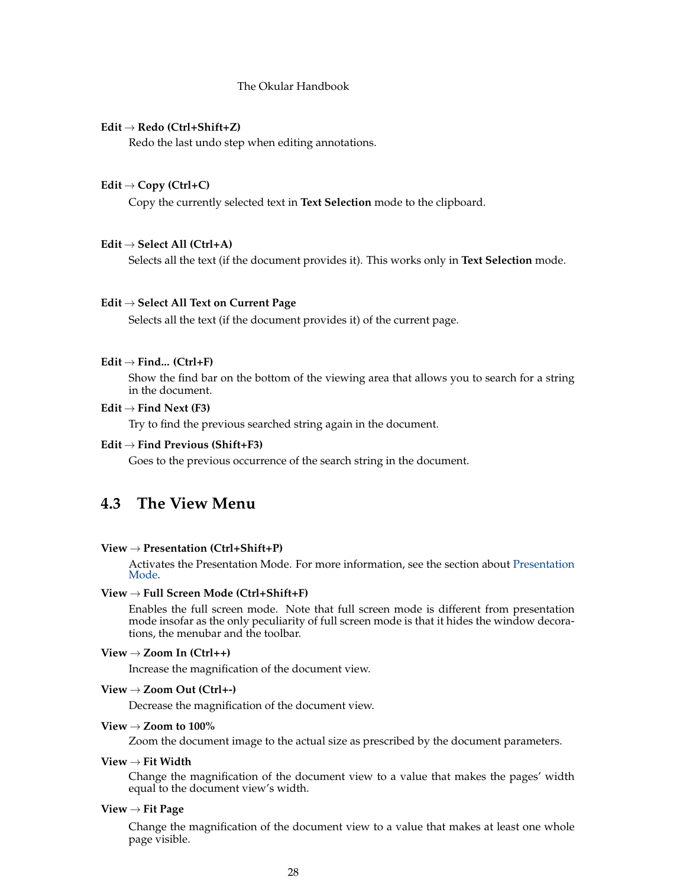**Edit → Redo (Ctrl+Shift+Z)**

Redo the last undo step when editing annotations.

**Edit → Copy (Ctrl+C)**

Copy the currently selected text in **Text Selection** mode to the clipboard.

**Edit → Select All (Ctrl+A)**

Selects all the text (if the document provides it). This works only in **Text Selection** mode.

**Edit → Select All Text on Current Page**

Selects all the text (if the document provides it) of the current page.

**Edit → Find... (Ctrl+F)**

Show the find bar on the bottom of the viewing area that allows you to search for a string in the document.

**Edit → Find Next (F3)**

Try to find the previous searched string again in the document.

**Edit → Find Previous (Shift+F3)**

Goes to the previous occurrence of the search string in the document.

## 4.3 The View Menu

**View → Presentation (Ctrl+Shift+P)**

Activates the Presentation Mode. For more information, see the section about Presentation Mode.

**View → Full Screen Mode (Ctrl+Shift+F)**

Enables the full screen mode. Note that full screen mode is different from presentation mode insofar as the only peculiarity of full screen mode is that it hides the window decorations, the menubar and the toolbar.

**View → Zoom In (Ctrl++)**

Increase the magnification of the document view.

**View → Zoom Out (Ctrl+-)**

Decrease the magnification of the document view.

**View → Zoom to 100%**

Zoom the document image to the actual size as prescribed by the document parameters.

**View → Fit Width**

Change the magnification of the document view to a value that makes the pages' width equal to the document view's width.

**View → Fit Page**

Change the magnification of the document view to a value that makes at least one whole page visible.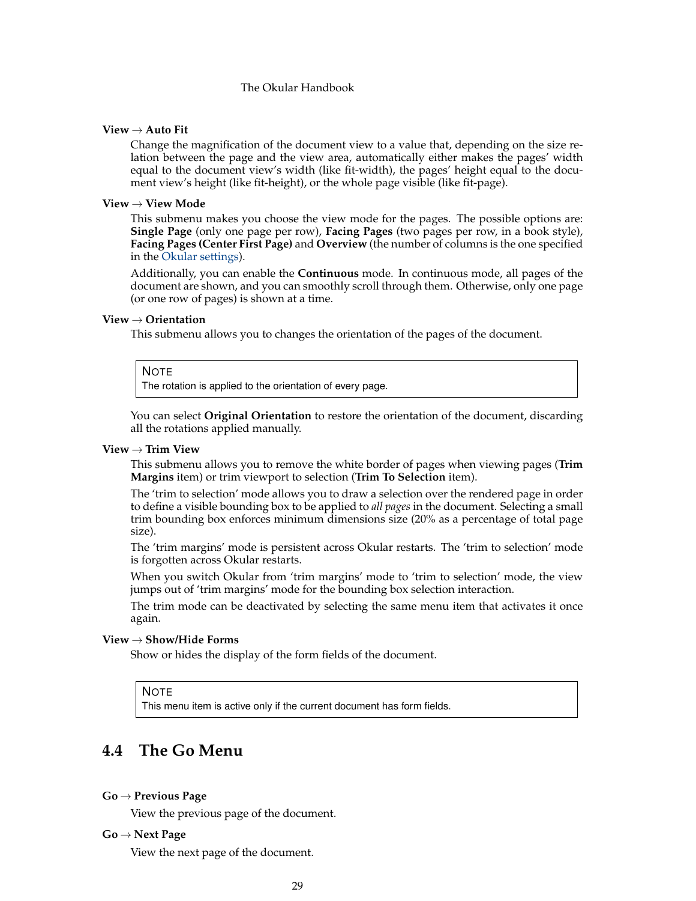**View → Auto Fit**

Change the magnification of the document view to a value that, depending on the size relation between the page and the view area, automatically either makes the pages' width equal to the document view's width (like fit-width), the pages' height equal to the document view's height (like fit-height), or the whole page visible (like fit-page).

**View → View Mode**

This submenu makes you choose the view mode for the pages. The possible options are: **Single Page** (only one page per row), **Facing Pages** (two pages per row, in a book style), **Facing Pages (Center First Page)** and **Overview** (the number of columns is the one specified in the Okular settings).

Additionally, you can enable the **Continuous** mode. In continuous mode, all pages of the document are shown, and you can smoothly scroll through them. Otherwise, only one page (or one row of pages) is shown at a time.

**View → Orientation**

This submenu allows you to changes the orientation of the pages of the document.

> **NOTE**
> The rotation is applied to the orientation of every page.

You can select **Original Orientation** to restore the orientation of the document, discarding all the rotations applied manually.

**View → Trim View**

This submenu allows you to remove the white border of pages when viewing pages (**Trim Margins** item) or trim viewport to selection (**Trim To Selection** item).

The 'trim to selection' mode allows you to draw a selection over the rendered page in order to define a visible bounding box to be applied to *all pages* in the document. Selecting a small trim bounding box enforces minimum dimensions size (20% as a percentage of total page size).

The 'trim margins' mode is persistent across Okular restarts. The 'trim to selection' mode is forgotten across Okular restarts.

When you switch Okular from 'trim margins' mode to 'trim to selection' mode, the view jumps out of 'trim margins' mode for the bounding box selection interaction.

The trim mode can be deactivated by selecting the same menu item that activates it once again.

**View → Show/Hide Forms**

Show or hides the display of the form fields of the document.

> **NOTE**
> This menu item is active only if the current document has form fields.

## 4.4 The Go Menu

**Go → Previous Page**

View the previous page of the document.

**Go → Next Page**

View the next page of the document.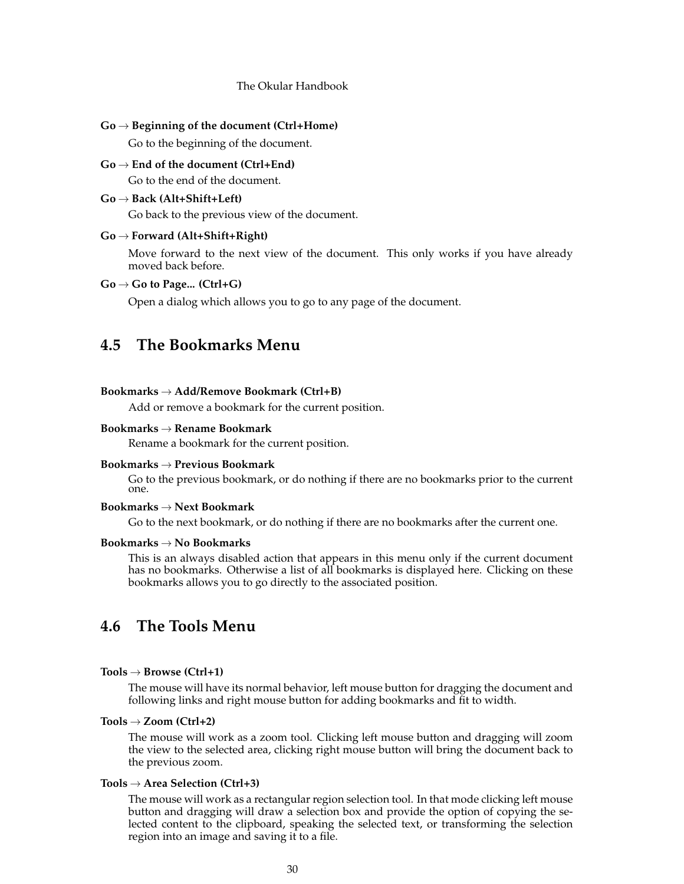**Go → Beginning of the document (Ctrl+Home)**

Go to the beginning of the document.

**Go → End of the document (Ctrl+End)**

Go to the end of the document.

**Go → Back (Alt+Shift+Left)**

Go back to the previous view of the document.

**Go → Forward (Alt+Shift+Right)**

Move forward to the next view of the document. This only works if you have already moved back before.

**Go → Go to Page... (Ctrl+G)**

Open a dialog which allows you to go to any page of the document.

## 4.5 The Bookmarks Menu

**Bookmarks → Add/Remove Bookmark (Ctrl+B)**

Add or remove a bookmark for the current position.

**Bookmarks → Rename Bookmark**

Rename a bookmark for the current position.

**Bookmarks → Previous Bookmark**

Go to the previous bookmark, or do nothing if there are no bookmarks prior to the current one.

**Bookmarks → Next Bookmark**

Go to the next bookmark, or do nothing if there are no bookmarks after the current one.

**Bookmarks → No Bookmarks**

This is an always disabled action that appears in this menu only if the current document has no bookmarks. Otherwise a list of all bookmarks is displayed here. Clicking on these bookmarks allows you to go directly to the associated position.

## 4.6 The Tools Menu

**Tools → Browse (Ctrl+1)**

The mouse will have its normal behavior, left mouse button for dragging the document and following links and right mouse button for adding bookmarks and fit to width.

**Tools → Zoom (Ctrl+2)**

The mouse will work as a zoom tool. Clicking left mouse button and dragging will zoom the view to the selected area, clicking right mouse button will bring the document back to the previous zoom.

**Tools → Area Selection (Ctrl+3)**

The mouse will work as a rectangular region selection tool. In that mode clicking left mouse button and dragging will draw a selection box and provide the option of copying the selected content to the clipboard, speaking the selected text, or transforming the selection region into an image and saving it to a file.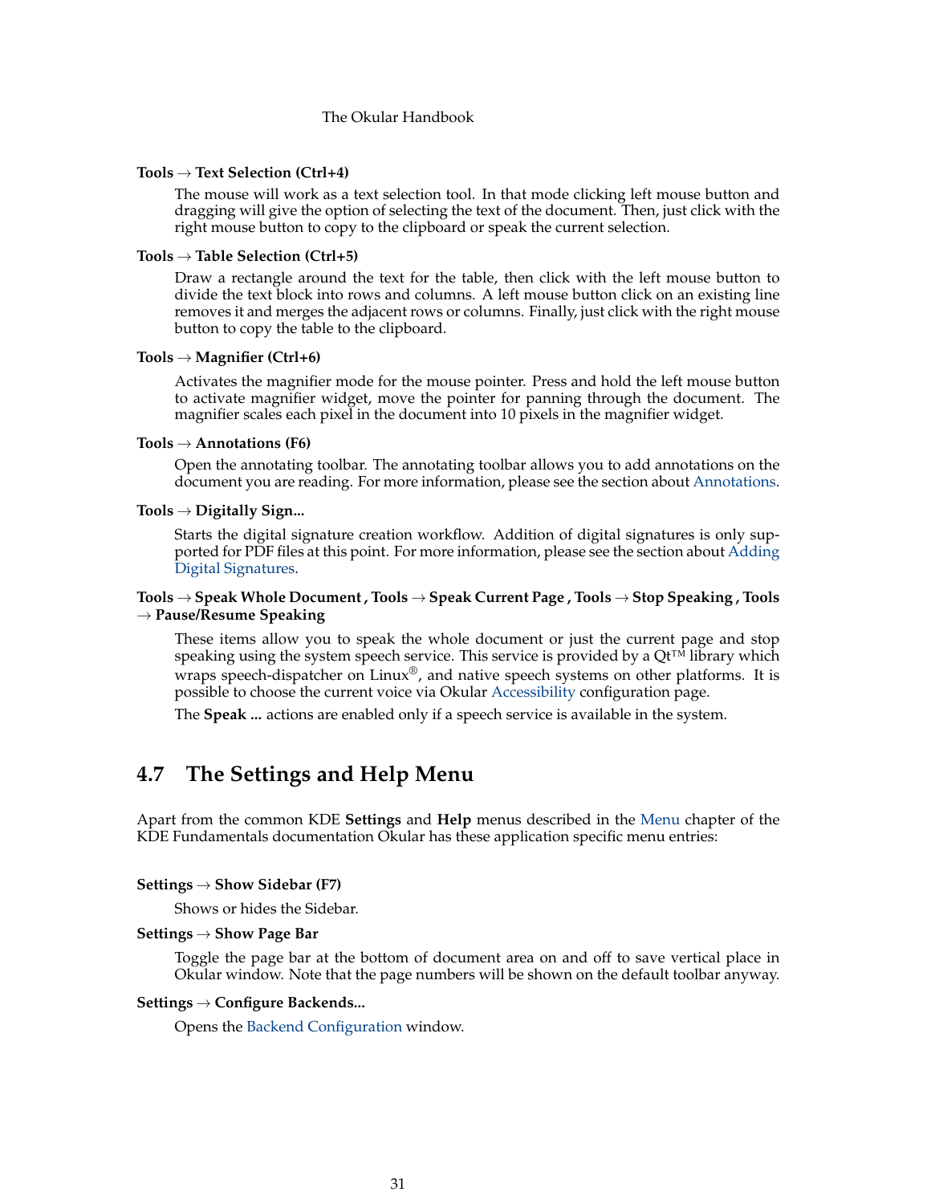**Tools → Text Selection (Ctrl+4)**

The mouse will work as a text selection tool. In that mode clicking left mouse button and dragging will give the option of selecting the text of the document. Then, just click with the right mouse button to copy to the clipboard or speak the current selection.

**Tools → Table Selection (Ctrl+5)**

Draw a rectangle around the text for the table, then click with the left mouse button to divide the text block into rows and columns. A left mouse button click on an existing line removes it and merges the adjacent rows or columns. Finally, just click with the right mouse button to copy the table to the clipboard.

**Tools → Magnifier (Ctrl+6)**

Activates the magnifier mode for the mouse pointer. Press and hold the left mouse button to activate magnifier widget, move the pointer for panning through the document. The magnifier scales each pixel in the document into 10 pixels in the magnifier widget.

**Tools → Annotations (F6)**

Open the annotating toolbar. The annotating toolbar allows you to add annotations on the document you are reading. For more information, please see the section about Annotations.

**Tools → Digitally Sign...**

Starts the digital signature creation workflow. Addition of digital signatures is only supported for PDF files at this point. For more information, please see the section about Adding Digital Signatures.

**Tools → Speak Whole Document , Tools → Speak Current Page , Tools → Stop Speaking , Tools → Pause/Resume Speaking**

These items allow you to speak the whole document or just the current page and stop speaking using the system speech service. This service is provided by a Qt™ library which wraps speech-dispatcher on Linux®, and native speech systems on other platforms. It is possible to choose the current voice via Okular Accessibility configuration page.

The **Speak ...** actions are enabled only if a speech service is available in the system.

## 4.7 The Settings and Help Menu

Apart from the common KDE **Settings** and **Help** menus described in the Menu chapter of the KDE Fundamentals documentation Okular has these application specific menu entries:

**Settings → Show Sidebar (F7)**

Shows or hides the Sidebar.

**Settings → Show Page Bar**

Toggle the page bar at the bottom of document area on and off to save vertical place in Okular window. Note that the page numbers will be shown on the default toolbar anyway.

**Settings → Configure Backends...**

Opens the Backend Configuration window.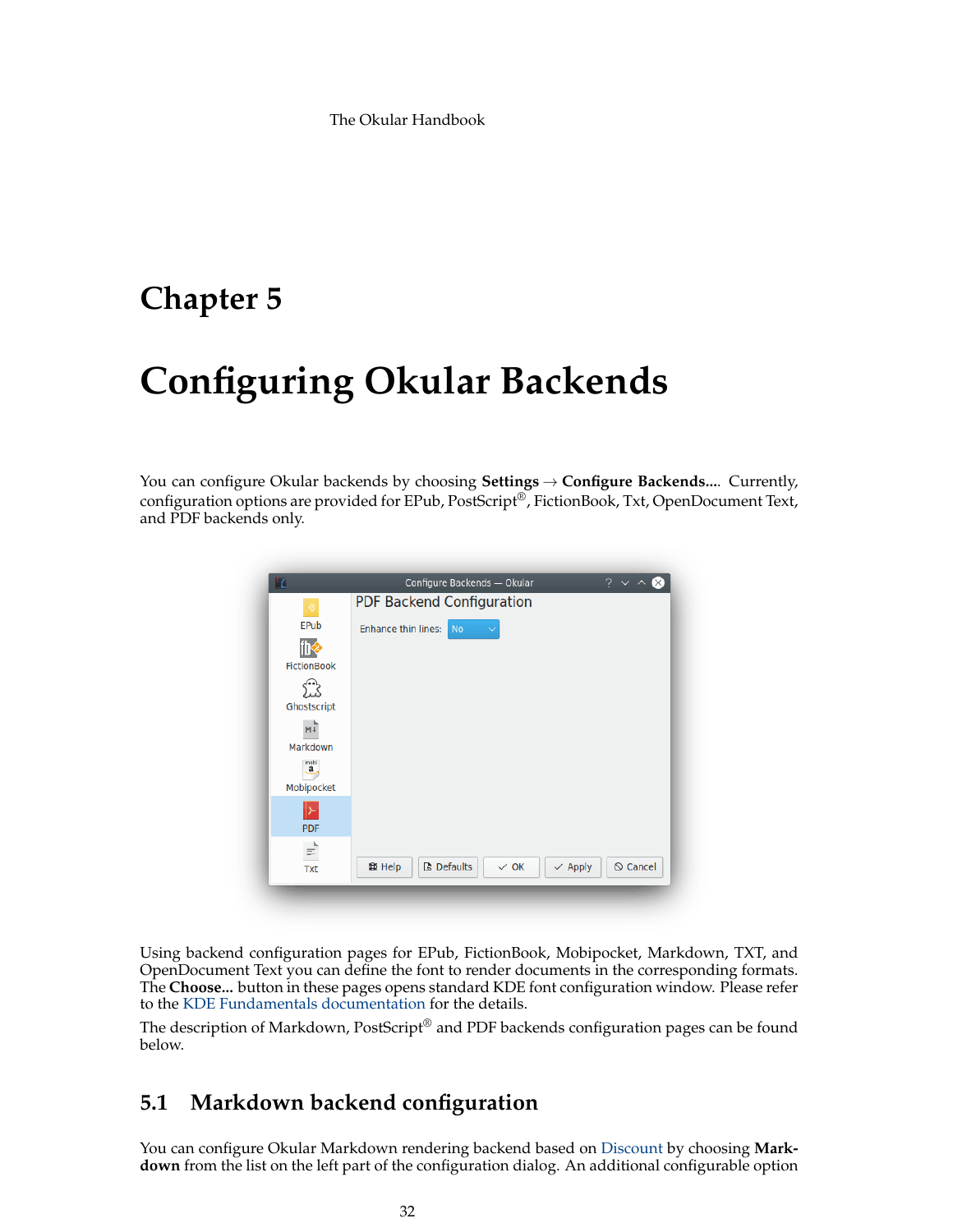# Chapter 5

# Configuring Okular Backends

You can configure Okular backends by choosing **Settings** → **Configure Backends...**. Currently, configuration options are provided for EPub, PostScript®, FictionBook, Txt, OpenDocument Text, and PDF backends only.

Using backend configuration pages for EPub, FictionBook, Mobipocket, Markdown, TXT, and OpenDocument Text you can define the font to render documents in the corresponding formats. The **Choose...** button in these pages opens standard KDE font configuration window. Please refer to the KDE Fundamentals documentation for the details.

The description of Markdown, PostScript® and PDF backends configuration pages can be found below.

## 5.1 Markdown backend configuration

You can configure Okular Markdown rendering backend based on Discount by choosing **Markdown** from the list on the left part of the configuration dialog. An additional configurable option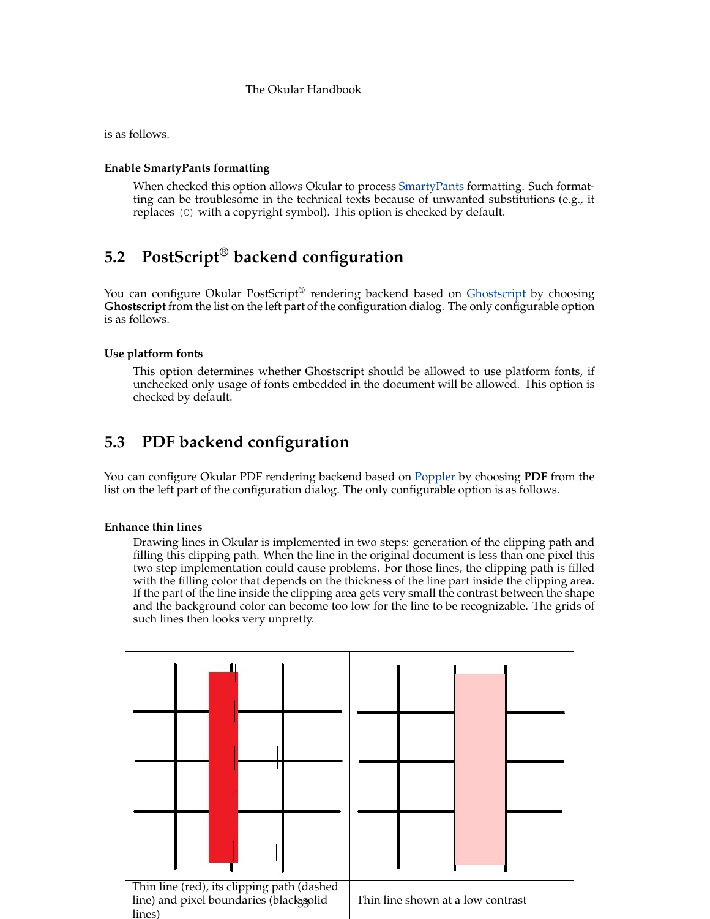is as follows.

**Enable SmartyPants formatting**

When checked this option allows Okular to process SmartyPants formatting. Such formatting can be troublesome in the technical texts because of unwanted substitutions (e.g., it replaces `(C)` with a copyright symbol). This option is checked by default.

## 5.2 PostScript® backend configuration

You can configure Okular PostScript® rendering backend based on Ghostscript by choosing **Ghostscript** from the list on the left part of the configuration dialog. The only configurable option is as follows.

**Use platform fonts**

This option determines whether Ghostscript should be allowed to use platform fonts, if unchecked only usage of fonts embedded in the document will be allowed. This option is checked by default.

## 5.3 PDF backend configuration

You can configure Okular PDF rendering backend based on Poppler by choosing **PDF** from the list on the left part of the configuration dialog. The only configurable option is as follows.

**Enhance thin lines**

Drawing lines in Okular is implemented in two steps: generation of the clipping path and filling this clipping path. When the line in the original document is less than one pixel this two step implementation could cause problems. For those lines, the clipping path is filled with the filling color that depends on the thickness of the line part inside the clipping area. If the part of the line inside the clipping area gets very small the contrast between the shape and the background color can become too low for the line to be recognizable. The grids of such lines then looks very unpretty.

| Thin line (red), its clipping path (dashed line) and pixel boundaries (black solid lines) | Thin line shown at a low contrast |
|---|---|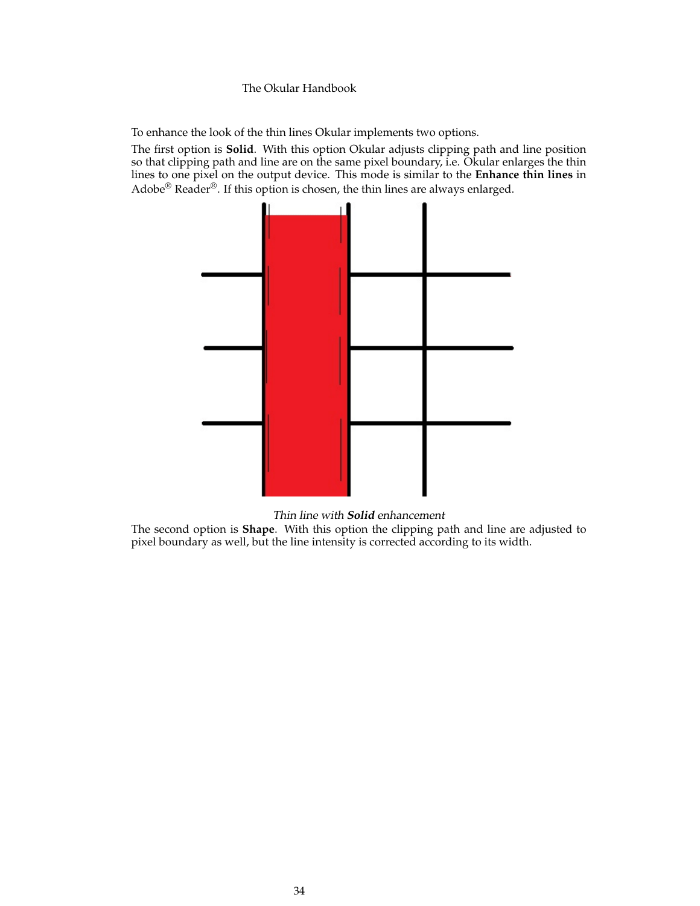To enhance the look of the thin lines Okular implements two options.

The first option is **Solid**. With this option Okular adjusts clipping path and line position so that clipping path and line are on the same pixel boundary, i.e. Okular enlarges the thin lines to one pixel on the output device. This mode is similar to the **Enhance thin lines** in Adobe® Reader®. If this option is chosen, the thin lines are always enlarged.

*Thin line with **Solid** enhancement*

The second option is **Shape**. With this option the clipping path and line are adjusted to pixel boundary as well, but the line intensity is corrected according to its width.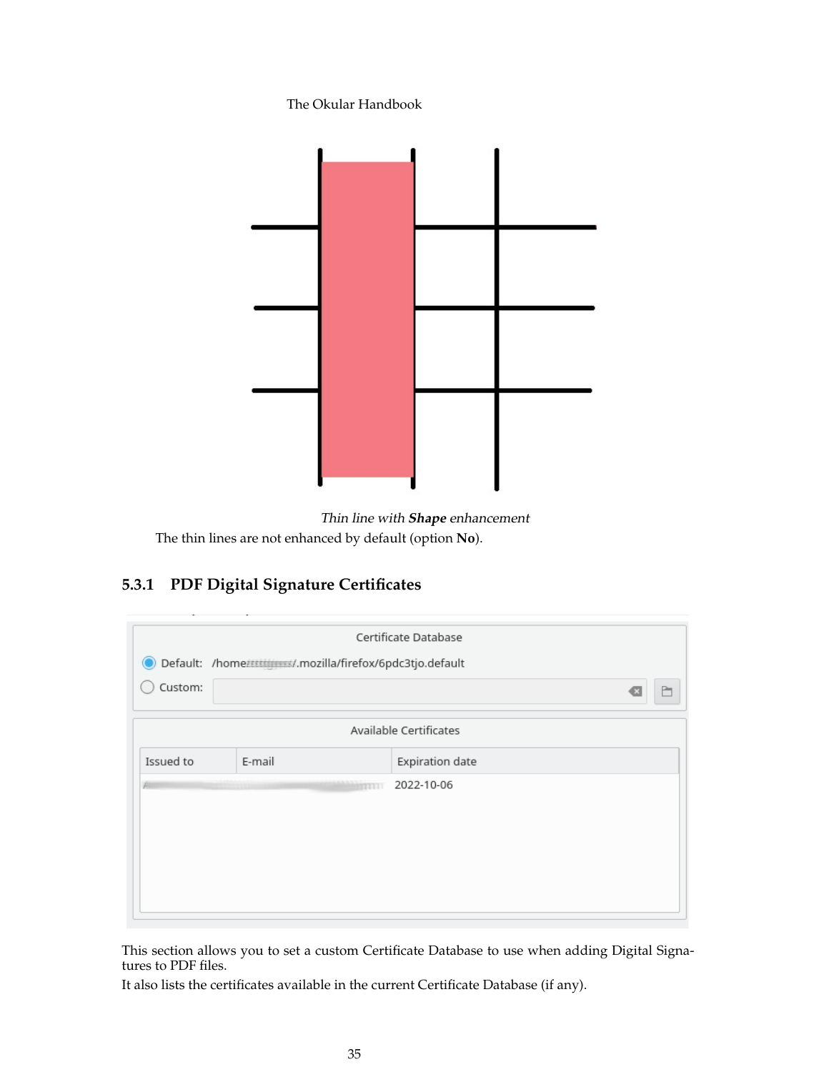*Thin line with **Shape** enhancement*

The thin lines are not enhanced by default (option **No**).

### 5.3.1 PDF Digital Signature Certificates

This section allows you to set a custom Certificate Database to use when adding Digital Signatures to PDF files.

It also lists the certificates available in the current Certificate Database (if any).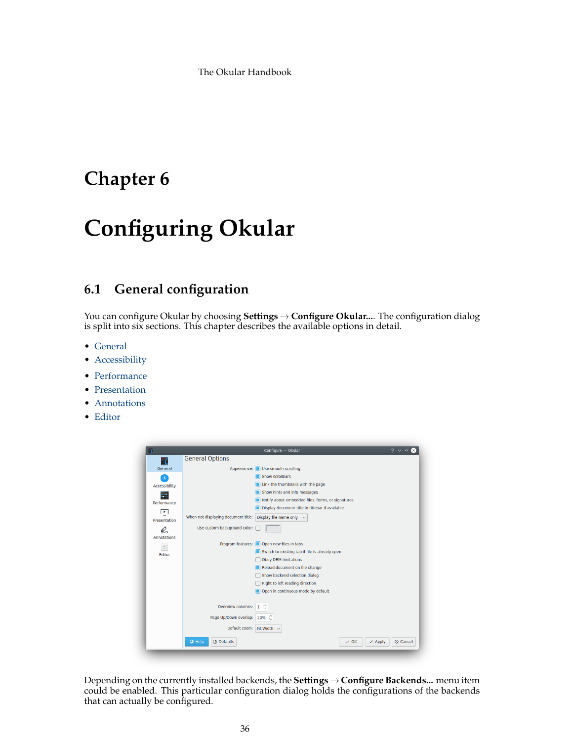# Chapter 6

# Configuring Okular

## 6.1 General configuration

You can configure Okular by choosing **Settings** → **Configure Okular...**. The configuration dialog is split into six sections. This chapter describes the available options in detail.

- General
- Accessibility
- Performance
- Presentation
- Annotations
- Editor

Depending on the currently installed backends, the **Settings** → **Configure Backends...** menu item could be enabled. This particular configuration dialog holds the configurations of the backends that can actually be configured.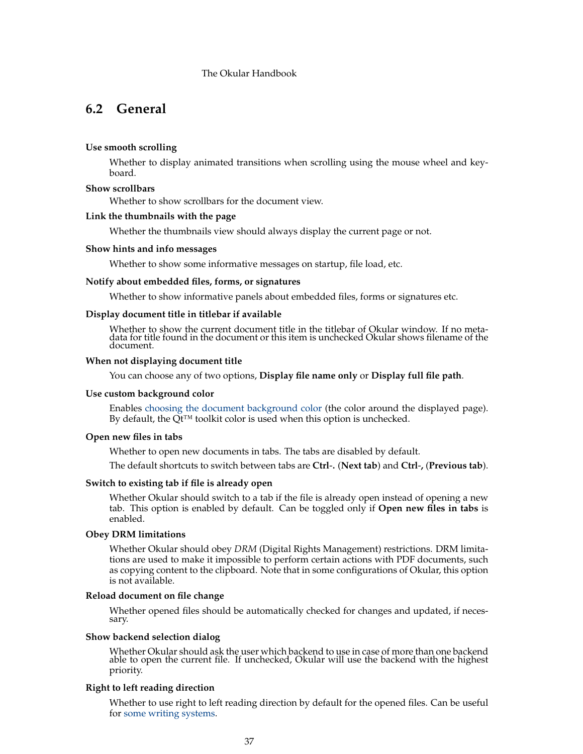## 6.2 General

**Use smooth scrolling**

Whether to display animated transitions when scrolling using the mouse wheel and keyboard.

**Show scrollbars**

Whether to show scrollbars for the document view.

**Link the thumbnails with the page**

Whether the thumbnails view should always display the current page or not.

**Show hints and info messages**

Whether to show some informative messages on startup, file load, etc.

**Notify about embedded files, forms, or signatures**

Whether to show informative panels about embedded files, forms or signatures etc.

**Display document title in titlebar if available**

Whether to show the current document title in the titlebar of Okular window. If no metadata for title found in the document or this item is unchecked Okular shows filename of the document.

**When not displaying document title**

You can choose any of two options, **Display file name only** or **Display full file path**.

**Use custom background color**

Enables choosing the document background color (the color around the displayed page). By default, the Qt™ toolkit color is used when this option is unchecked.

**Open new files in tabs**

Whether to open new documents in tabs. The tabs are disabled by default.

The default shortcuts to switch between tabs are **Ctrl-.** (**Next tab**) and **Ctrl-,** (**Previous tab**).

**Switch to existing tab if file is already open**

Whether Okular should switch to a tab if the file is already open instead of opening a new tab. This option is enabled by default. Can be toggled only if **Open new files in tabs** is enabled.

**Obey DRM limitations**

Whether Okular should obey *DRM* (Digital Rights Management) restrictions. DRM limitations are used to make it impossible to perform certain actions with PDF documents, such as copying content to the clipboard. Note that in some configurations of Okular, this option is not available.

**Reload document on file change**

Whether opened files should be automatically checked for changes and updated, if necessary.

**Show backend selection dialog**

Whether Okular should ask the user which backend to use in case of more than one backend able to open the current file. If unchecked, Okular will use the backend with the highest priority.

**Right to left reading direction**

Whether to use right to left reading direction by default for the opened files. Can be useful for some writing systems.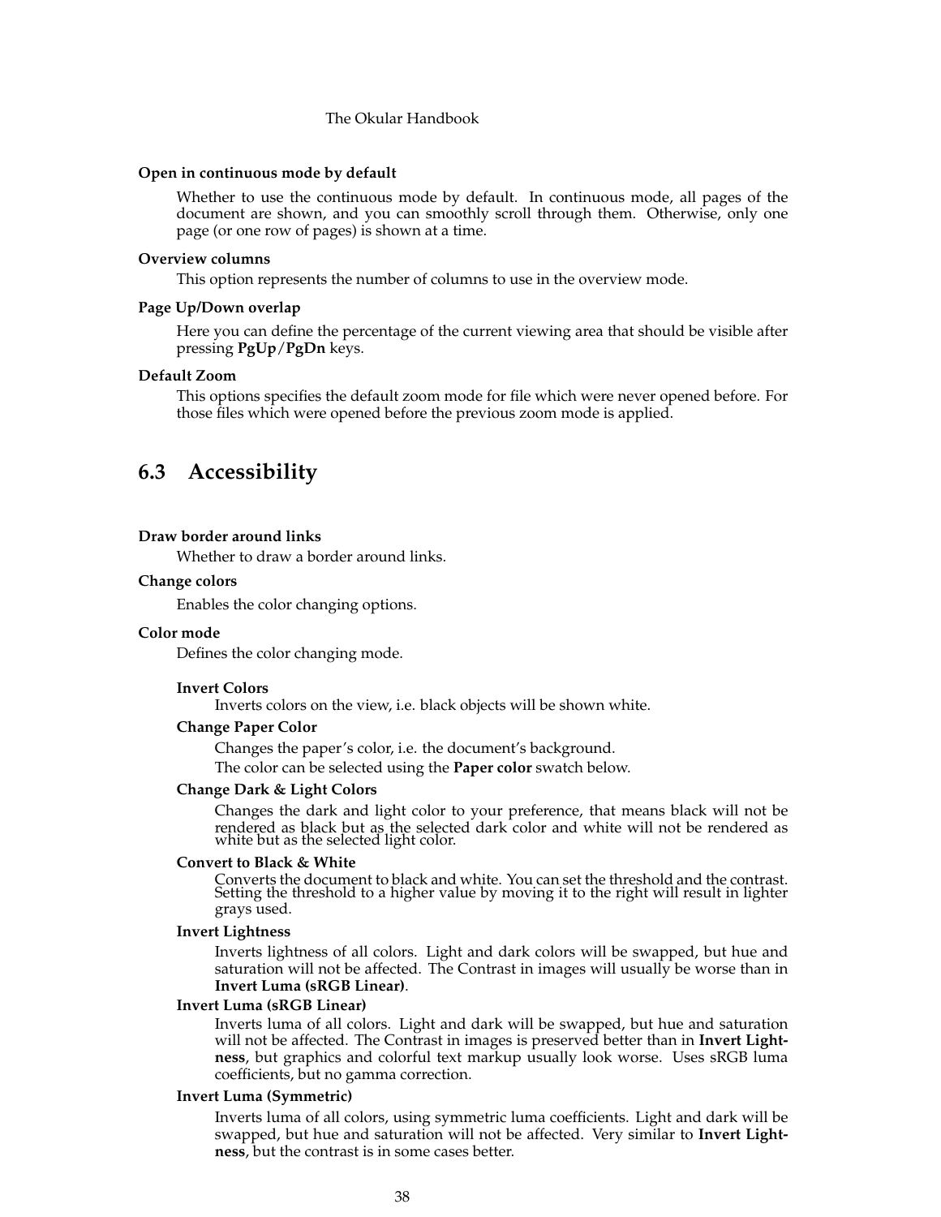**Open in continuous mode by default**

Whether to use the continuous mode by default. In continuous mode, all pages of the document are shown, and you can smoothly scroll through them. Otherwise, only one page (or one row of pages) is shown at a time.

**Overview columns**

This option represents the number of columns to use in the overview mode.

**Page Up/Down overlap**

Here you can define the percentage of the current viewing area that should be visible after pressing **PgUp**/**PgDn** keys.

**Default Zoom**

This options specifies the default zoom mode for file which were never opened before. For those files which were opened before the previous zoom mode is applied.

## 6.3 Accessibility

**Draw border around links**

Whether to draw a border around links.

**Change colors**

Enables the color changing options.

**Color mode**

Defines the color changing mode.

**Invert Colors**

Inverts colors on the view, i.e. black objects will be shown white.

**Change Paper Color**

Changes the paper's color, i.e. the document's background.

The color can be selected using the **Paper color** swatch below.

**Change Dark & Light Colors**

Changes the dark and light color to your preference, that means black will not be rendered as black but as the selected dark color and white will not be rendered as white but as the selected light color.

**Convert to Black & White**

Converts the document to black and white. You can set the threshold and the contrast. Setting the threshold to a higher value by moving it to the right will result in lighter grays used.

**Invert Lightness**

Inverts lightness of all colors. Light and dark colors will be swapped, but hue and saturation will not be affected. The Contrast in images will usually be worse than in **Invert Luma (sRGB Linear)**.

**Invert Luma (sRGB Linear)**

Inverts luma of all colors. Light and dark will be swapped, but hue and saturation will not be affected. The Contrast in images is preserved better than in **Invert Lightness**, but graphics and colorful text markup usually look worse. Uses sRGB luma coefficients, but no gamma correction.

**Invert Luma (Symmetric)**

Inverts luma of all colors, using symmetric luma coefficients. Light and dark will be swapped, but hue and saturation will not be affected. Very similar to **Invert Lightness**, but the contrast is in some cases better.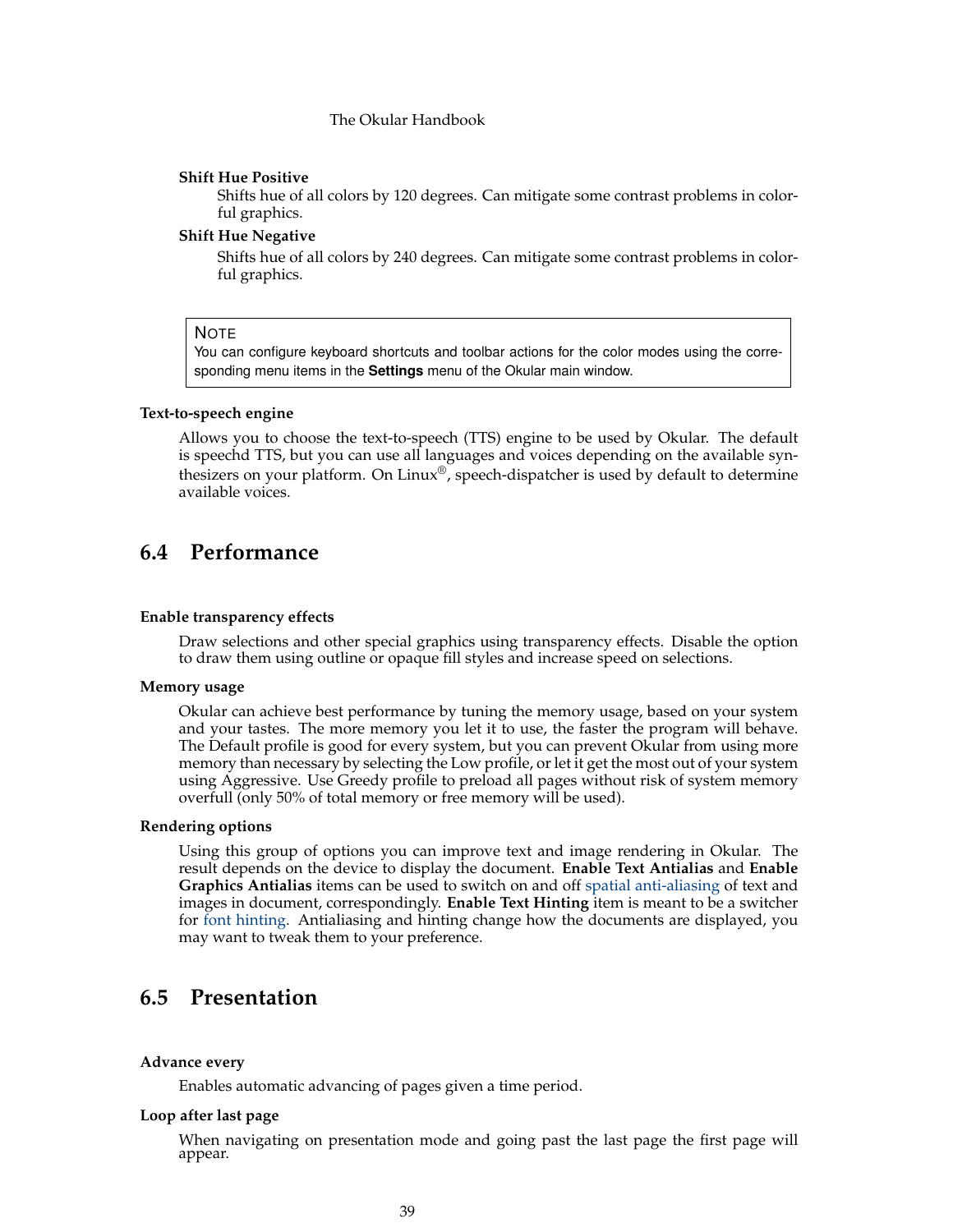**Shift Hue Positive**

Shifts hue of all colors by 120 degrees. Can mitigate some contrast problems in colorful graphics.

**Shift Hue Negative**

Shifts hue of all colors by 240 degrees. Can mitigate some contrast problems in colorful graphics.

> NOTE
> You can configure keyboard shortcuts and toolbar actions for the color modes using the corresponding menu items in the **Settings** menu of the Okular main window.

**Text-to-speech engine**

Allows you to choose the text-to-speech (TTS) engine to be used by Okular. The default is speechd TTS, but you can use all languages and voices depending on the available synthesizers on your platform. On Linux®, speech-dispatcher is used by default to determine available voices.

## 6.4 Performance

**Enable transparency effects**

Draw selections and other special graphics using transparency effects. Disable the option to draw them using outline or opaque fill styles and increase speed on selections.

**Memory usage**

Okular can achieve best performance by tuning the memory usage, based on your system and your tastes. The more memory you let it to use, the faster the program will behave. The Default profile is good for every system, but you can prevent Okular from using more memory than necessary by selecting the Low profile, or let it get the most out of your system using Aggressive. Use Greedy profile to preload all pages without risk of system memory overfull (only 50% of total memory or free memory will be used).

**Rendering options**

Using this group of options you can improve text and image rendering in Okular. The result depends on the device to display the document. **Enable Text Antialias** and **Enable Graphics Antialias** items can be used to switch on and off spatial anti-aliasing of text and images in document, correspondingly. **Enable Text Hinting** item is meant to be a switcher for font hinting. Antialiasing and hinting change how the documents are displayed, you may want to tweak them to your preference.

## 6.5 Presentation

**Advance every**

Enables automatic advancing of pages given a time period.

**Loop after last page**

When navigating on presentation mode and going past the last page the first page will appear.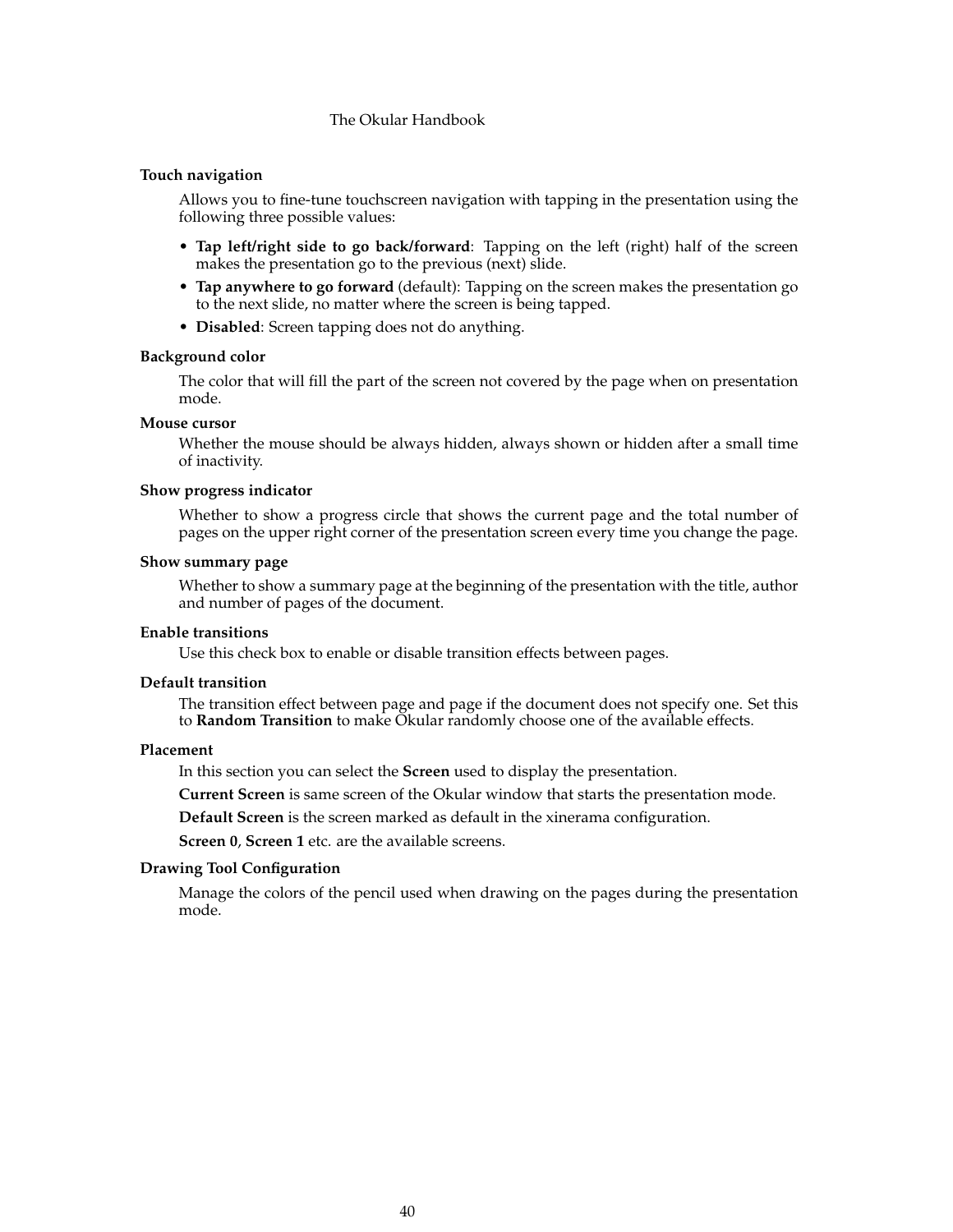**Touch navigation**

Allows you to fine-tune touchscreen navigation with tapping in the presentation using the following three possible values:

- **Tap left/right side to go back/forward**: Tapping on the left (right) half of the screen makes the presentation go to the previous (next) slide.
- **Tap anywhere to go forward** (default): Tapping on the screen makes the presentation go to the next slide, no matter where the screen is being tapped.
- **Disabled**: Screen tapping does not do anything.

**Background color**

The color that will fill the part of the screen not covered by the page when on presentation mode.

**Mouse cursor**

Whether the mouse should be always hidden, always shown or hidden after a small time of inactivity.

**Show progress indicator**

Whether to show a progress circle that shows the current page and the total number of pages on the upper right corner of the presentation screen every time you change the page.

**Show summary page**

Whether to show a summary page at the beginning of the presentation with the title, author and number of pages of the document.

**Enable transitions**

Use this check box to enable or disable transition effects between pages.

**Default transition**

The transition effect between page and page if the document does not specify one. Set this to **Random Transition** to make Okular randomly choose one of the available effects.

**Placement**

In this section you can select the **Screen** used to display the presentation.

**Current Screen** is same screen of the Okular window that starts the presentation mode.

**Default Screen** is the screen marked as default in the xinerama configuration.

**Screen 0**, **Screen 1** etc. are the available screens.

**Drawing Tool Configuration**

Manage the colors of the pencil used when drawing on the pages during the presentation mode.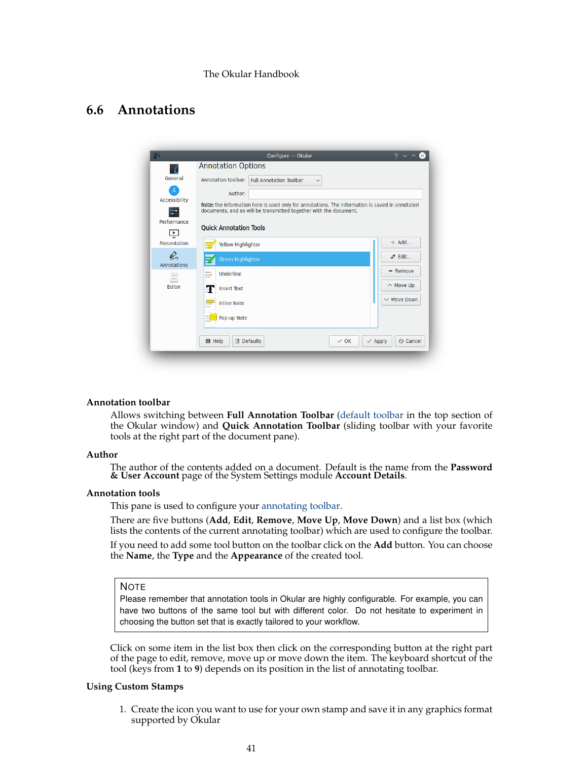## 6.6 Annotations

**Annotation toolbar**

Allows switching between **Full Annotation Toolbar** (default toolbar in the top section of the Okular window) and **Quick Annotation Toolbar** (sliding toolbar with your favorite tools at the right part of the document pane).

**Author**

The author of the contents added on a document. Default is the name from the **Password & User Account** page of the System Settings module **Account Details**.

**Annotation tools**

This pane is used to configure your annotating toolbar.

There are five buttons (**Add**, **Edit**, **Remove**, **Move Up**, **Move Down**) and a list box (which lists the contents of the current annotating toolbar) which are used to configure the toolbar.

If you need to add some tool button on the toolbar click on the **Add** button. You can choose the **Name**, the **Type** and the **Appearance** of the created tool.

> NOTE
> Please remember that annotation tools in Okular are highly configurable. For example, you can have two buttons of the same tool but with different color. Do not hesitate to experiment in choosing the button set that is exactly tailored to your workflow.

Click on some item in the list box then click on the corresponding button at the right part of the page to edit, remove, move up or move down the item. The keyboard shortcut of the tool (keys from **1** to **9**) depends on its position in the list of annotating toolbar.

**Using Custom Stamps**

1. Create the icon you want to use for your own stamp and save it in any graphics format supported by Okular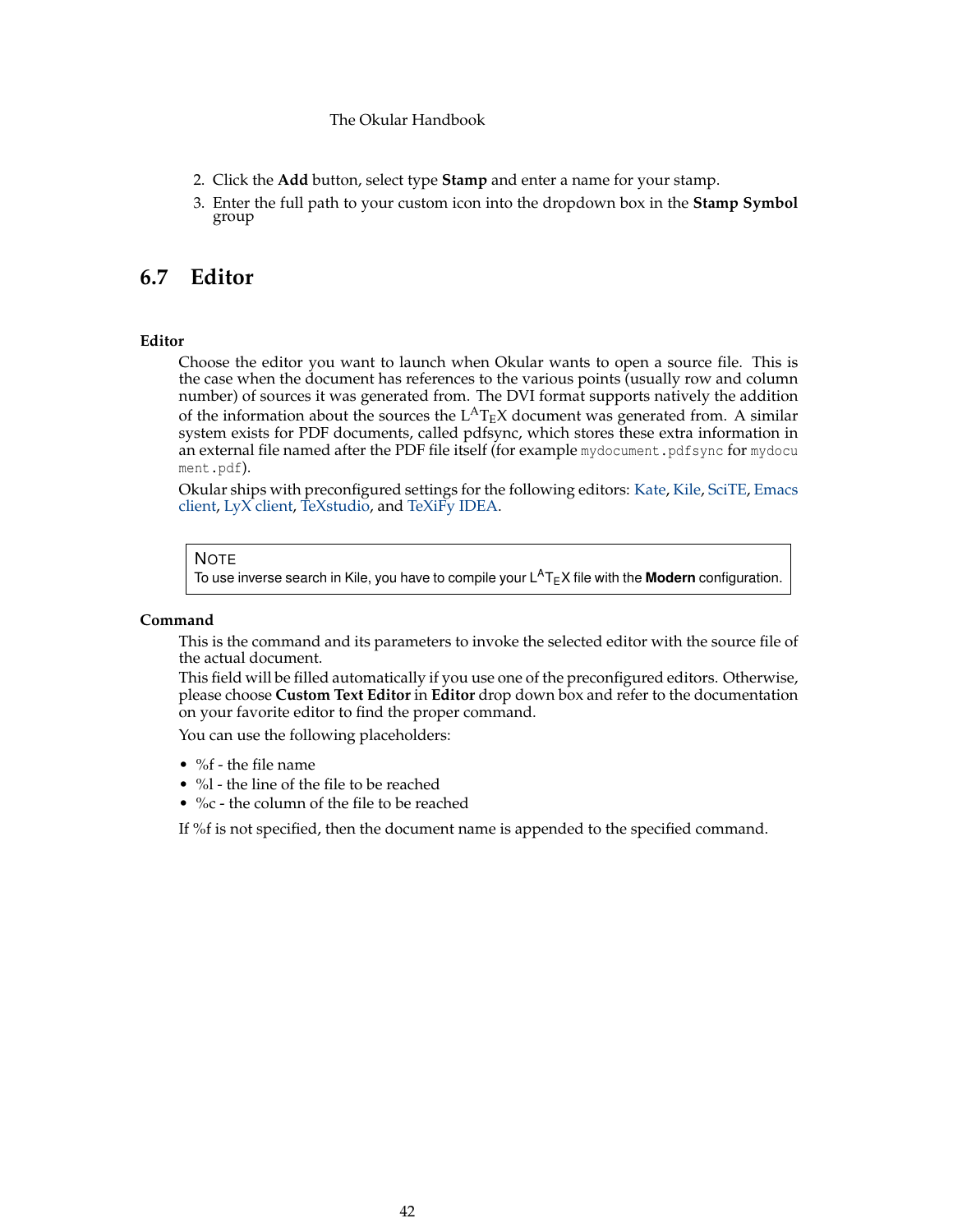2. Click the **Add** button, select type **Stamp** and enter a name for your stamp.
3. Enter the full path to your custom icon into the dropdown box in the **Stamp Symbol** group

## 6.7 Editor

**Editor**

Choose the editor you want to launch when Okular wants to open a source file. This is the case when the document has references to the various points (usually row and column number) of sources it was generated from. The DVI format supports natively the addition of the information about the sources the LaTeX document was generated from. A similar system exists for PDF documents, called pdfsync, which stores these extra information in an external file named after the PDF file itself (for example `mydocument.pdfsync` for `mydocument.pdf`).

Okular ships with preconfigured settings for the following editors: Kate, Kile, SciTE, Emacs client, LyX client, TeXstudio, and TeXiFy IDEA.

> NOTE
> To use inverse search in Kile, you have to compile your LaTeX file with the **Modern** configuration.

**Command**

This is the command and its parameters to invoke the selected editor with the source file of the actual document.

This field will be filled automatically if you use one of the preconfigured editors. Otherwise, please choose **Custom Text Editor** in **Editor** drop down box and refer to the documentation on your favorite editor to find the proper command.

You can use the following placeholders:

- %f - the file name
- %l - the line of the file to be reached
- %c - the column of the file to be reached

If %f is not specified, then the document name is appended to the specified command.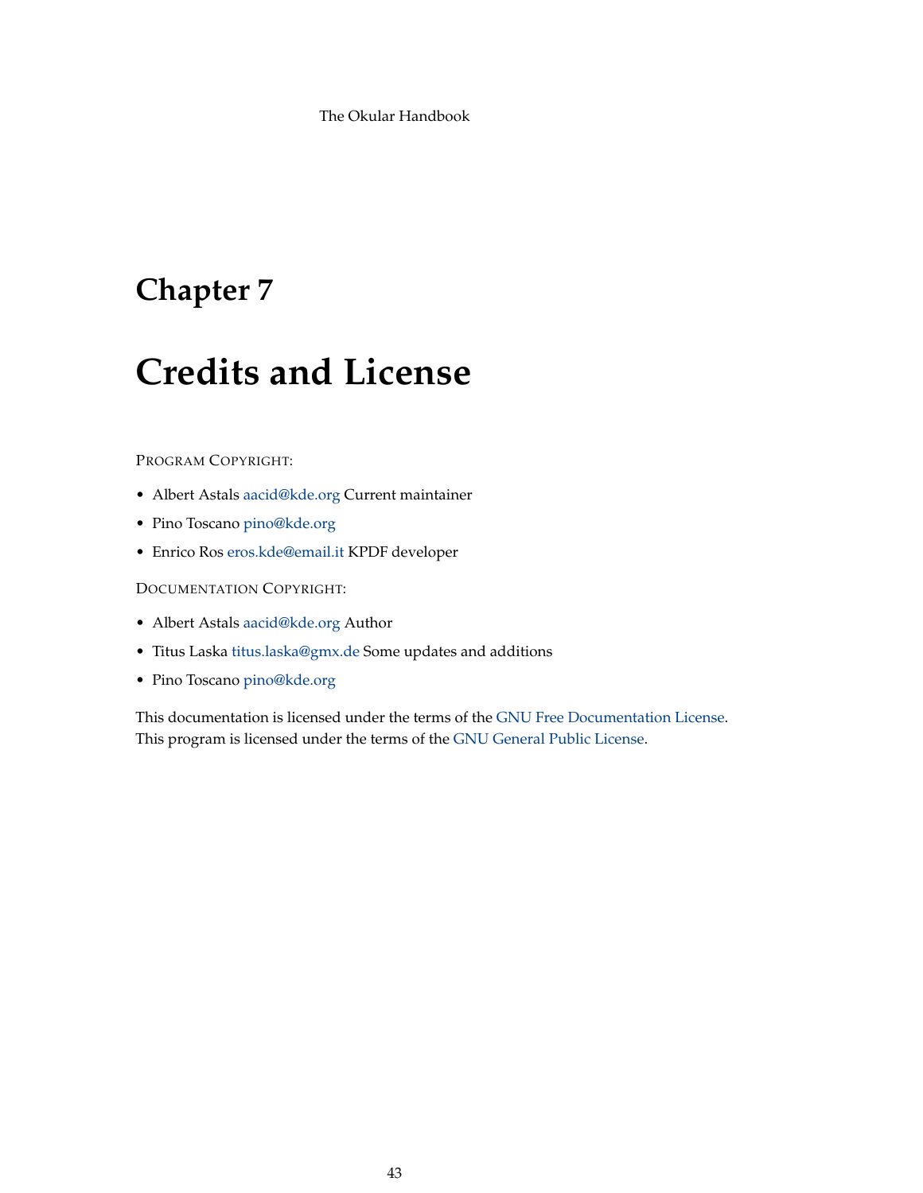# Chapter 7

# Credits and License

PROGRAM COPYRIGHT:

- Albert Astals aacid@kde.org Current maintainer
- Pino Toscano pino@kde.org
- Enrico Ros eros.kde@email.it KPDF developer

DOCUMENTATION COPYRIGHT:

- Albert Astals aacid@kde.org Author
- Titus Laska titus.laska@gmx.de Some updates and additions
- Pino Toscano pino@kde.org

This documentation is licensed under the terms of the GNU Free Documentation License.
This program is licensed under the terms of the GNU General Public License.